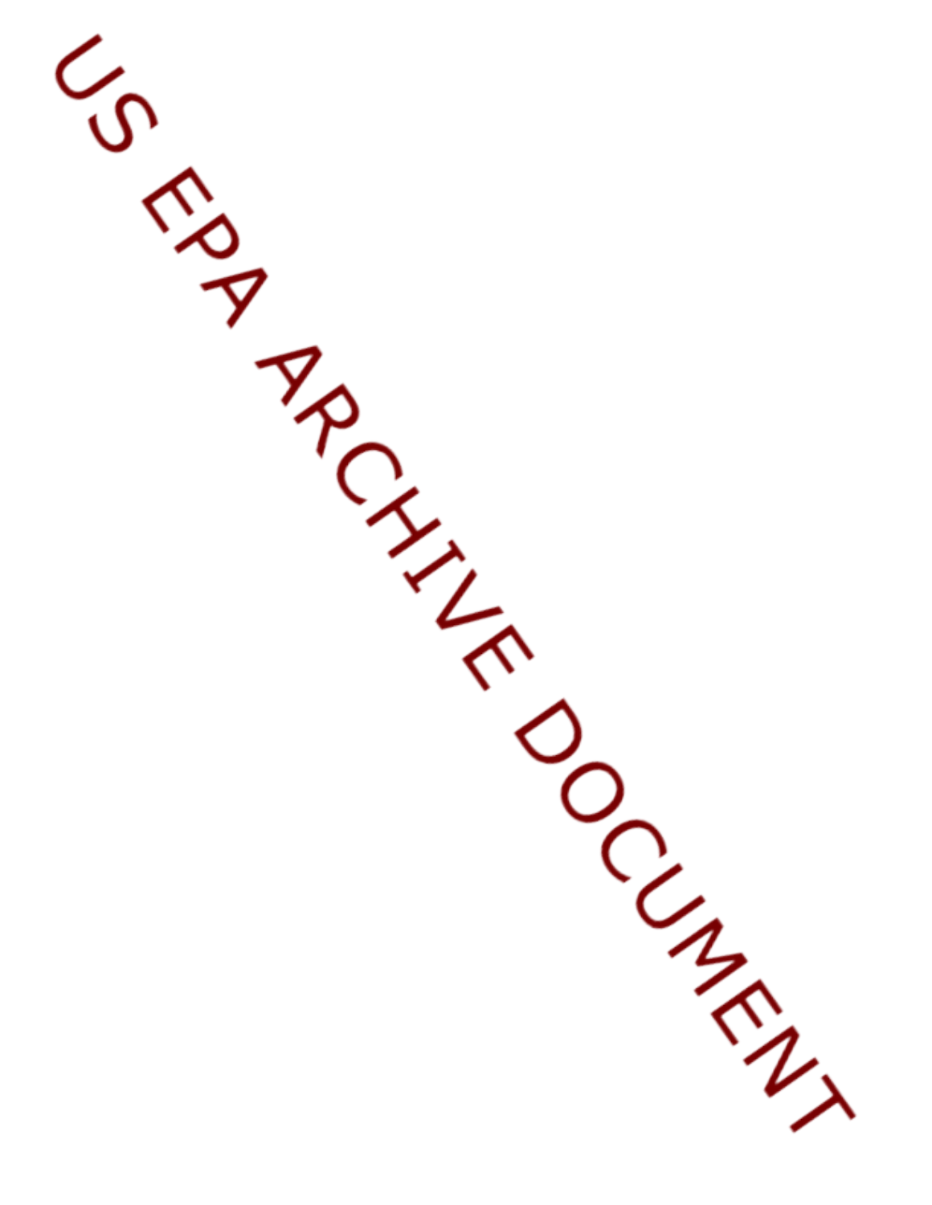US EPA ARCHIVE DOCUMENT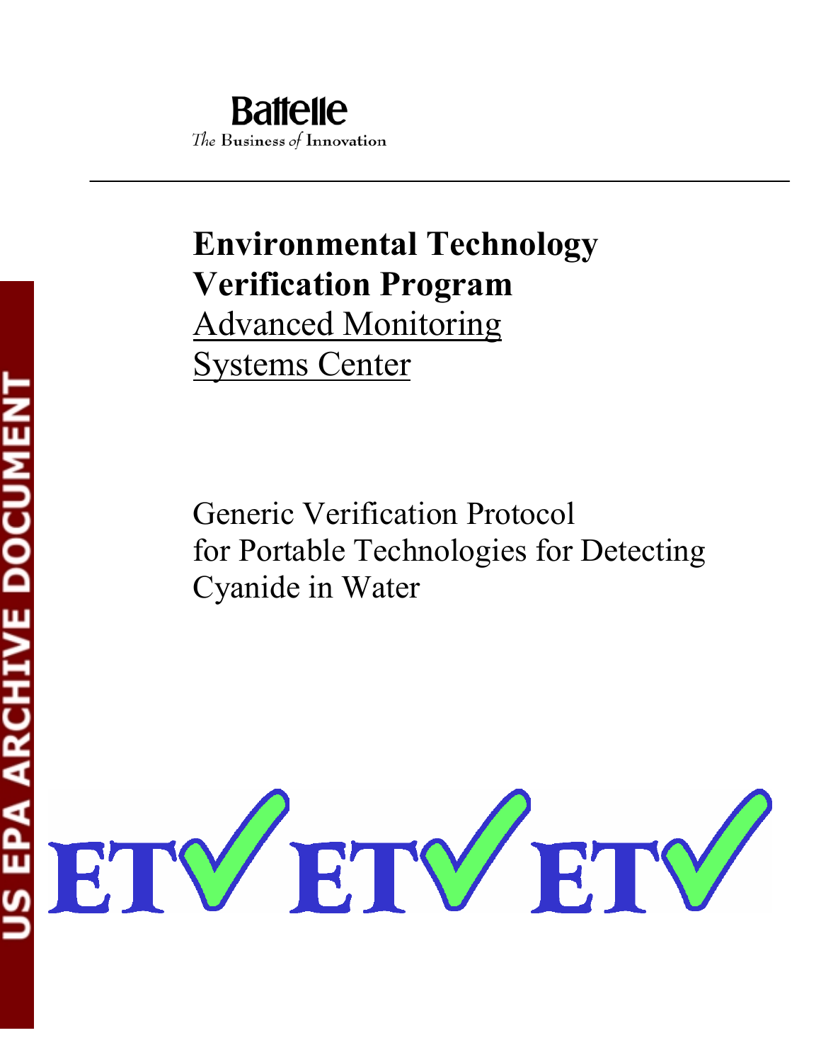Battelle

*The Business of Innovation*

# Environmental Technology Verification Program

Advanced Monitoring Systems Center

Generic Verification Protocol for Portable Technologies for Detecting Cyanide in Water

US EPA ARCHIVE DOCUMENT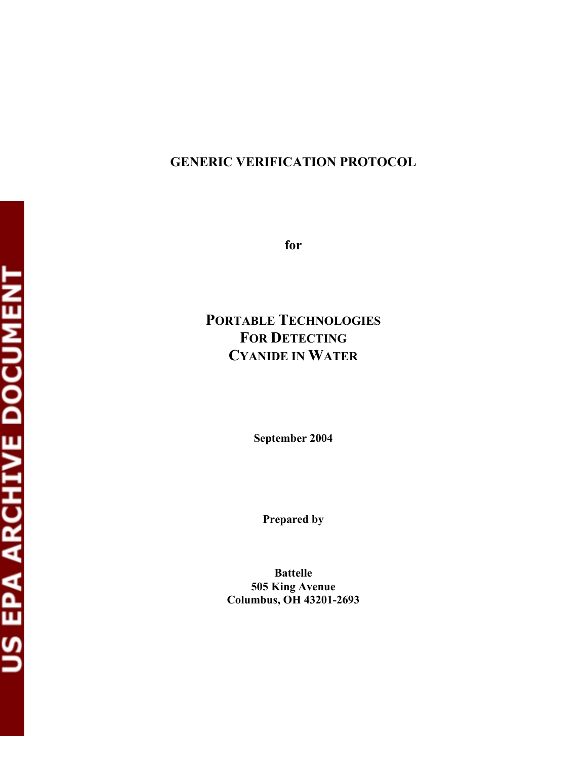# GENERIC VERIFICATION PROTOCOL

**for**

## PORTABLE TECHNOLOGIES FOR DETECTING CYANIDE IN WATER

**September 2004**

**Prepared by**

**Battelle**
**505 King Avenue**
**Columbus, OH 43201-2693**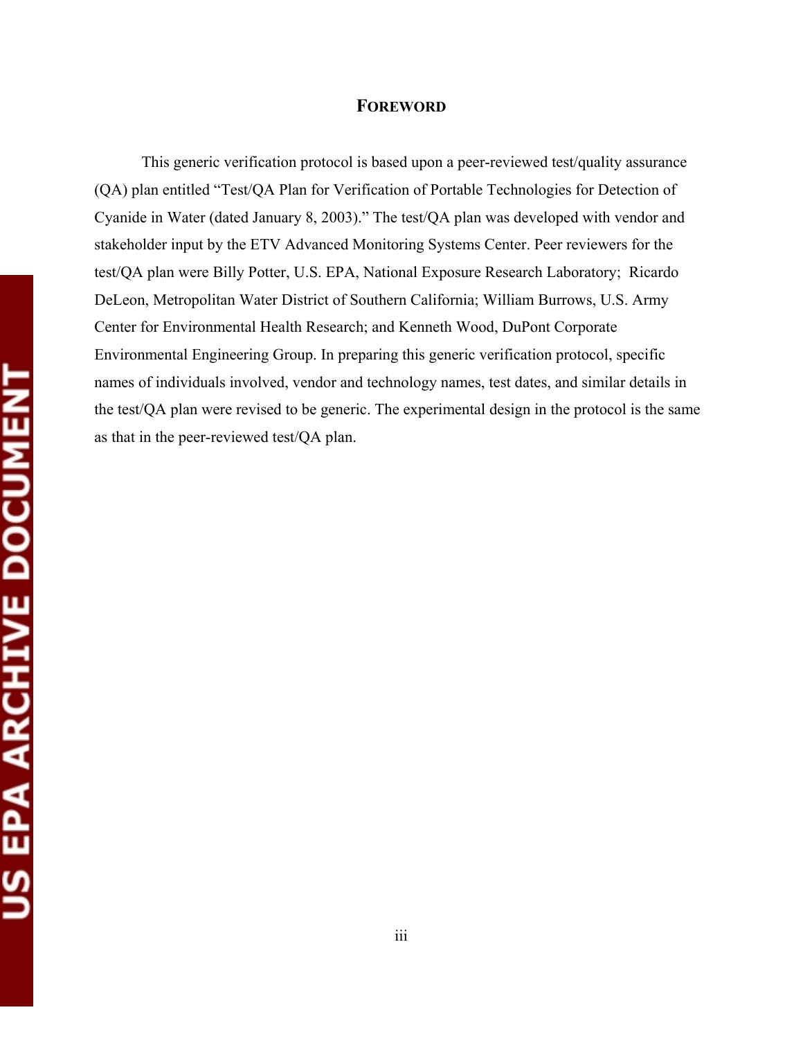# FOREWORD

This generic verification protocol is based upon a peer-reviewed test/quality assurance (QA) plan entitled "Test/QA Plan for Verification of Portable Technologies for Detection of Cyanide in Water (dated January 8, 2003)." The test/QA plan was developed with vendor and stakeholder input by the ETV Advanced Monitoring Systems Center. Peer reviewers for the test/QA plan were Billy Potter, U.S. EPA, National Exposure Research Laboratory; Ricardo DeLeon, Metropolitan Water District of Southern California; William Burrows, U.S. Army Center for Environmental Health Research; and Kenneth Wood, DuPont Corporate Environmental Engineering Group. In preparing this generic verification protocol, specific names of individuals involved, vendor and technology names, test dates, and similar details in the test/QA plan were revised to be generic. The experimental design in the protocol is the same as that in the peer-reviewed test/QA plan.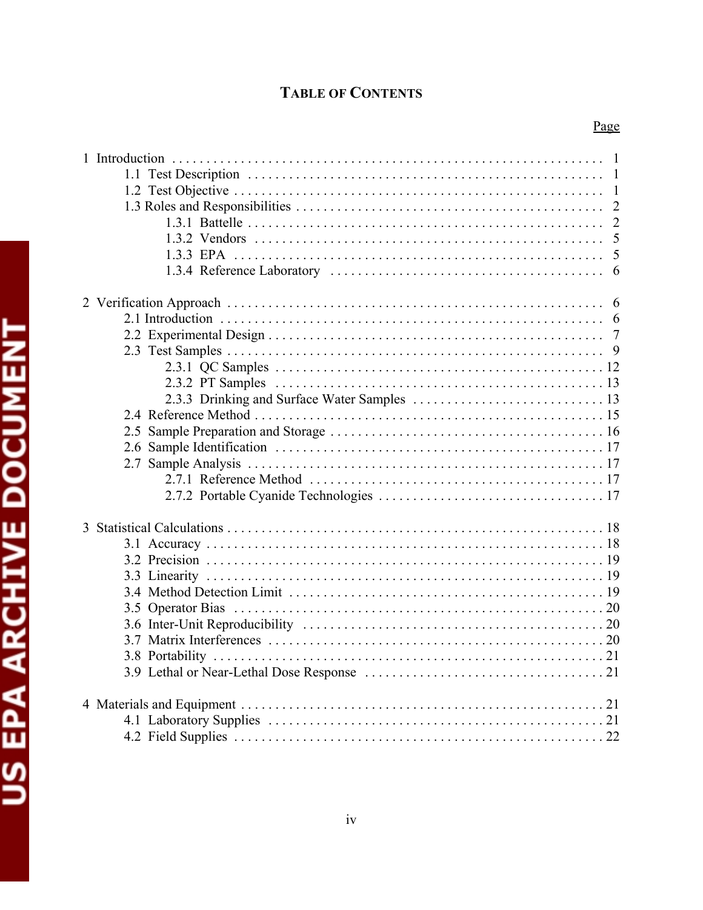# TABLE OF CONTENTS

| | Page |
|---|---|
| 1 Introduction | 1 |
| 1.1 Test Description | 1 |
| 1.2 Test Objective | 1 |
| 1.3 Roles and Responsibilities | 2 |
| 1.3.1 Battelle | 2 |
| 1.3.2 Vendors | 5 |
| 1.3.3 EPA | 5 |
| 1.3.4 Reference Laboratory | 6 |
| 2 Verification Approach | 6 |
| 2.1 Introduction | 6 |
| 2.2 Experimental Design | 7 |
| 2.3 Test Samples | 9 |
| 2.3.1 QC Samples | 12 |
| 2.3.2 PT Samples | 13 |
| 2.3.3 Drinking and Surface Water Samples | 13 |
| 2.4 Reference Method | 15 |
| 2.5 Sample Preparation and Storage | 16 |
| 2.6 Sample Identification | 17 |
| 2.7 Sample Analysis | 17 |
| 2.7.1 Reference Method | 17 |
| 2.7.2 Portable Cyanide Technologies | 17 |
| 3 Statistical Calculations | 18 |
| 3.1 Accuracy | 18 |
| 3.2 Precision | 19 |
| 3.3 Linearity | 19 |
| 3.4 Method Detection Limit | 19 |
| 3.5 Operator Bias | 20 |
| 3.6 Inter-Unit Reproducibility | 20 |
| 3.7 Matrix Interferences | 20 |
| 3.8 Portability | 21 |
| 3.9 Lethal or Near-Lethal Dose Response | 21 |
| 4 Materials and Equipment | 21 |
| 4.1 Laboratory Supplies | 21 |
| 4.2 Field Supplies | 22 |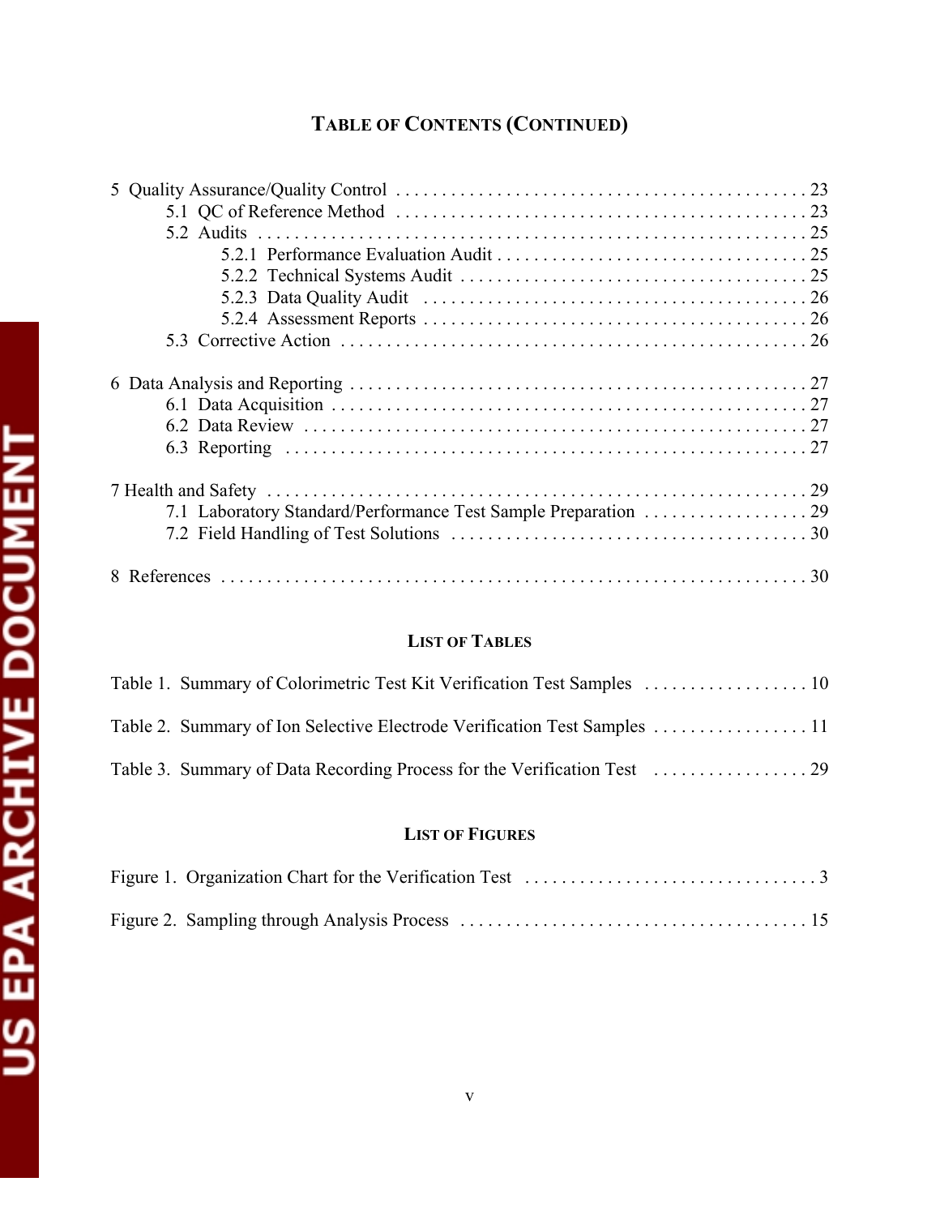## TABLE OF CONTENTS (CONTINUED)

5 Quality Assurance/Quality Control . . . . . . . . . . . . . . . . . . . . . . . . . . . . . . . . . . . . . . . . . . . . . 23
- 5.1 QC of Reference Method . . . . . . . . . . . . . . . . . . . . . . . . . . . . . . . . . . . . . . . . . . . 23
- 5.2 Audits . . . . . . . . . . . . . . . . . . . . . . . . . . . . . . . . . . . . . . . . . . . . . . . . . . . . . . . 25
  - 5.2.1 Performance Evaluation Audit . . . . . . . . . . . . . . . . . . . . . . . . . . . . . . . . . 25
  - 5.2.2 Technical Systems Audit . . . . . . . . . . . . . . . . . . . . . . . . . . . . . . . . . . . . . 25
  - 5.2.3 Data Quality Audit . . . . . . . . . . . . . . . . . . . . . . . . . . . . . . . . . . . . . . . . . 26
  - 5.2.4 Assessment Reports . . . . . . . . . . . . . . . . . . . . . . . . . . . . . . . . . . . . . . . . . 26
- 5.3 Corrective Action . . . . . . . . . . . . . . . . . . . . . . . . . . . . . . . . . . . . . . . . . . . . . . . 26

6 Data Analysis and Reporting . . . . . . . . . . . . . . . . . . . . . . . . . . . . . . . . . . . . . . . . . . . . . . . . 27
- 6.1 Data Acquisition . . . . . . . . . . . . . . . . . . . . . . . . . . . . . . . . . . . . . . . . . . . . . . . . . . 27
- 6.2 Data Review . . . . . . . . . . . . . . . . . . . . . . . . . . . . . . . . . . . . . . . . . . . . . . . . . . . . 27
- 6.3 Reporting . . . . . . . . . . . . . . . . . . . . . . . . . . . . . . . . . . . . . . . . . . . . . . . . . . . . . . 27

7 Health and Safety . . . . . . . . . . . . . . . . . . . . . . . . . . . . . . . . . . . . . . . . . . . . . . . . . . . . . . . . . 29
- 7.1 Laboratory Standard/Performance Test Sample Preparation . . . . . . . . . . . . . . . . . . 29
- 7.2 Field Handling of Test Solutions . . . . . . . . . . . . . . . . . . . . . . . . . . . . . . . . . . . . . . 30

8 References . . . . . . . . . . . . . . . . . . . . . . . . . . . . . . . . . . . . . . . . . . . . . . . . . . . . . . . . . . . . . . 30

## LIST OF TABLES

Table 1. Summary of Colorimetric Test Kit Verification Test Samples . . . . . . . . . . . . . . . . . . 10

Table 2. Summary of Ion Selective Electrode Verification Test Samples . . . . . . . . . . . . . . . . . 11

Table 3. Summary of Data Recording Process for the Verification Test . . . . . . . . . . . . . . . . . 29

## LIST OF FIGURES

Figure 1. Organization Chart for the Verification Test . . . . . . . . . . . . . . . . . . . . . . . . . . . . . . . . 3

Figure 2. Sampling through Analysis Process . . . . . . . . . . . . . . . . . . . . . . . . . . . . . . . . . . . . . 15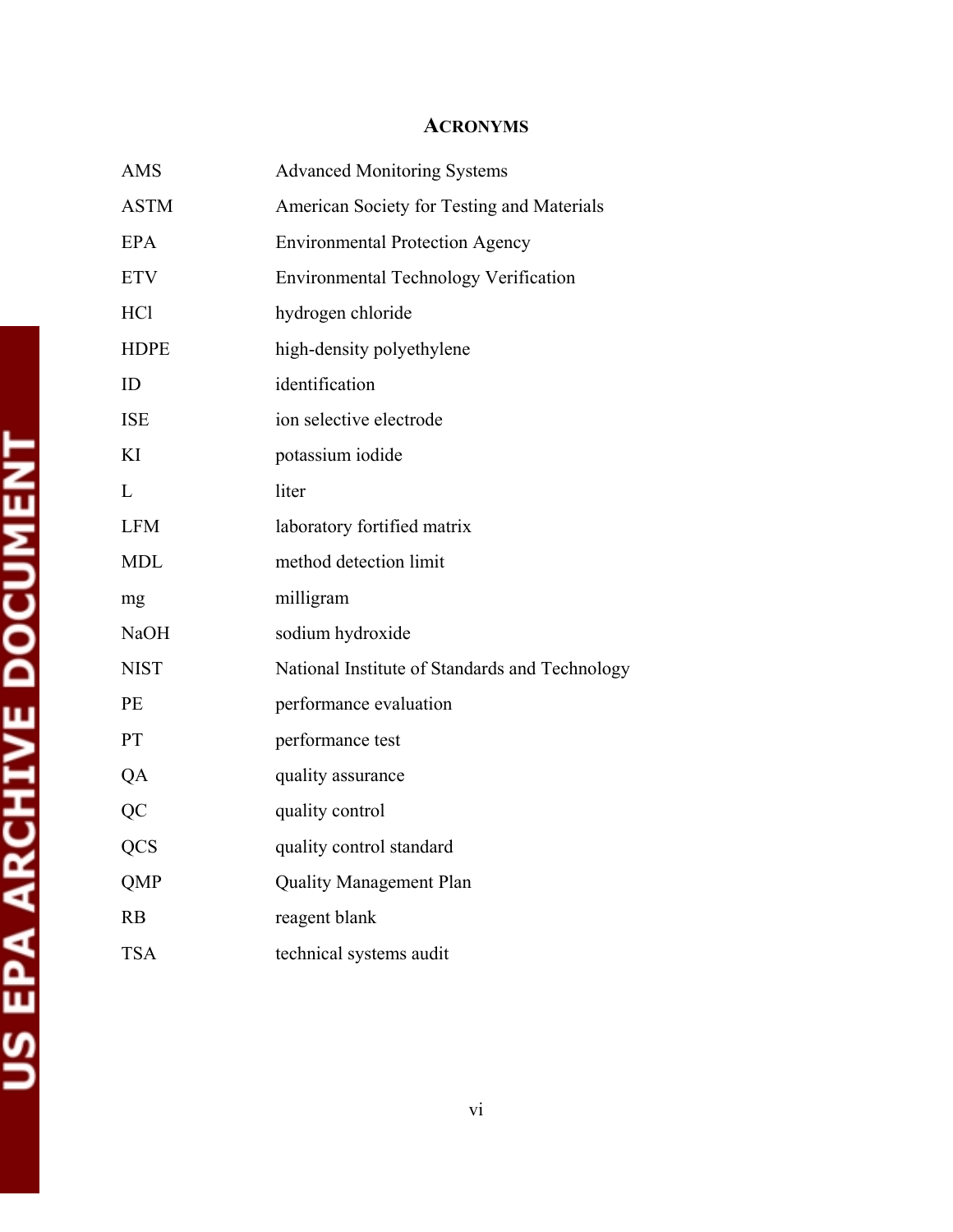## ACRONYMS

| | |
|---|---|
| AMS | Advanced Monitoring Systems |
| ASTM | American Society for Testing and Materials |
| EPA | Environmental Protection Agency |
| ETV | Environmental Technology Verification |
| HCl | hydrogen chloride |
| HDPE | high-density polyethylene |
| ID | identification |
| ISE | ion selective electrode |
| KI | potassium iodide |
| L | liter |
| LFM | laboratory fortified matrix |
| MDL | method detection limit |
| mg | milligram |
| NaOH | sodium hydroxide |
| NIST | National Institute of Standards and Technology |
| PE | performance evaluation |
| PT | performance test |
| QA | quality assurance |
| QC | quality control |
| QCS | quality control standard |
| QMP | Quality Management Plan |
| RB | reagent blank |
| TSA | technical systems audit |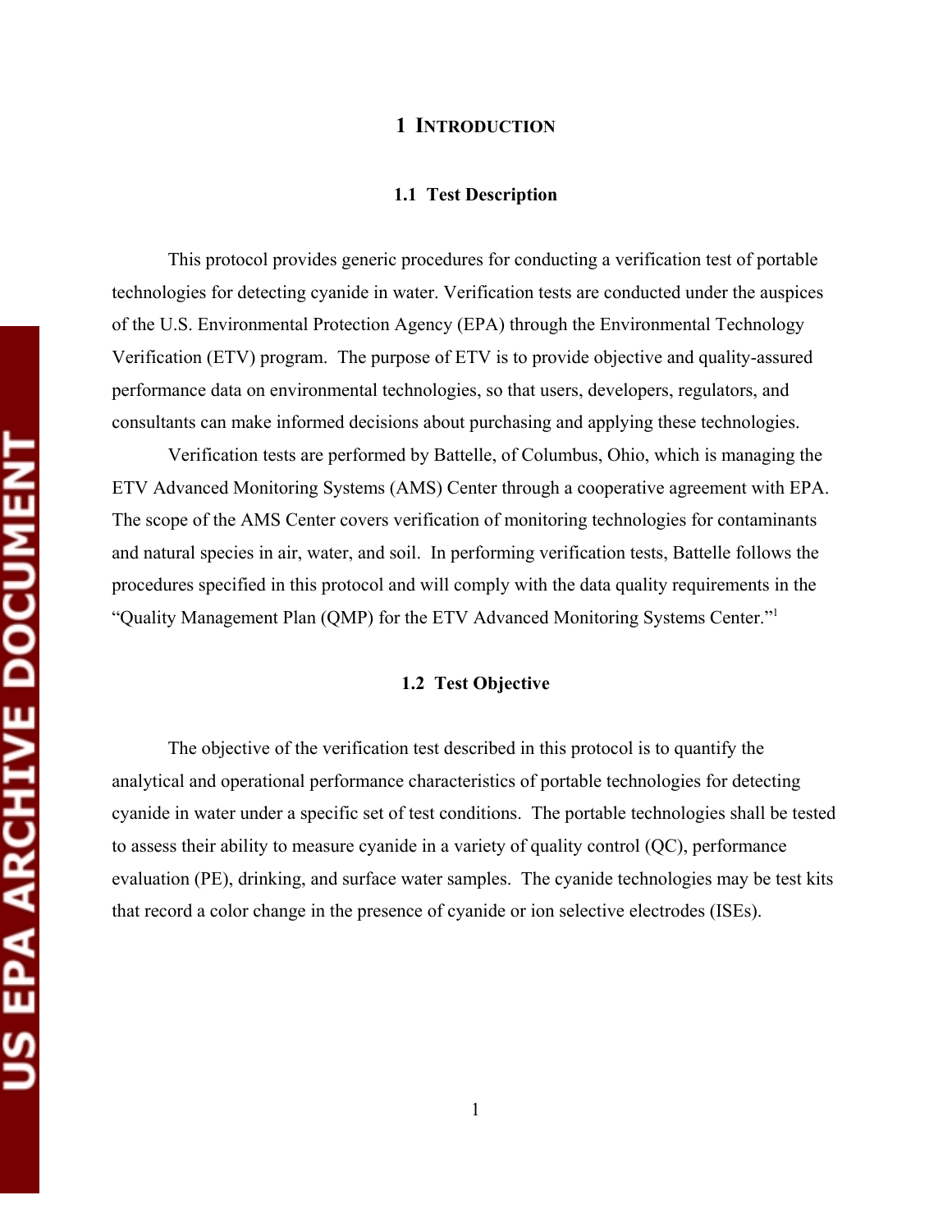# 1 INTRODUCTION

## 1.1 Test Description

This protocol provides generic procedures for conducting a verification test of portable technologies for detecting cyanide in water. Verification tests are conducted under the auspices of the U.S. Environmental Protection Agency (EPA) through the Environmental Technology Verification (ETV) program. The purpose of ETV is to provide objective and quality-assured performance data on environmental technologies, so that users, developers, regulators, and consultants can make informed decisions about purchasing and applying these technologies.

Verification tests are performed by Battelle, of Columbus, Ohio, which is managing the ETV Advanced Monitoring Systems (AMS) Center through a cooperative agreement with EPA. The scope of the AMS Center covers verification of monitoring technologies for contaminants and natural species in air, water, and soil. In performing verification tests, Battelle follows the procedures specified in this protocol and will comply with the data quality requirements in the "Quality Management Plan (QMP) for the ETV Advanced Monitoring Systems Center."[1]

## 1.2 Test Objective

The objective of the verification test described in this protocol is to quantify the analytical and operational performance characteristics of portable technologies for detecting cyanide in water under a specific set of test conditions. The portable technologies shall be tested to assess their ability to measure cyanide in a variety of quality control (QC), performance evaluation (PE), drinking, and surface water samples. The cyanide technologies may be test kits that record a color change in the presence of cyanide or ion selective electrodes (ISEs).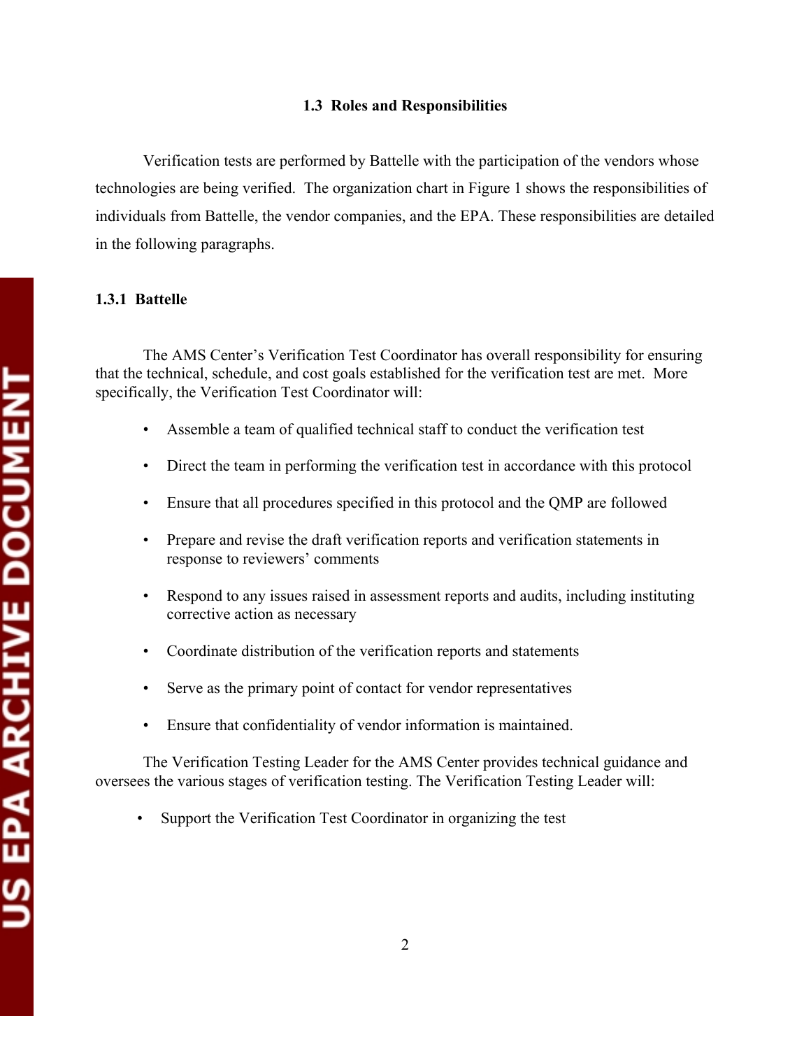### 1.3 Roles and Responsibilities

Verification tests are performed by Battelle with the participation of the vendors whose technologies are being verified. The organization chart in Figure 1 shows the responsibilities of individuals from Battelle, the vendor companies, and the EPA. These responsibilities are detailed in the following paragraphs.

#### 1.3.1 Battelle

The AMS Center's Verification Test Coordinator has overall responsibility for ensuring that the technical, schedule, and cost goals established for the verification test are met. More specifically, the Verification Test Coordinator will:

- Assemble a team of qualified technical staff to conduct the verification test
- Direct the team in performing the verification test in accordance with this protocol
- Ensure that all procedures specified in this protocol and the QMP are followed
- Prepare and revise the draft verification reports and verification statements in response to reviewers' comments
- Respond to any issues raised in assessment reports and audits, including instituting corrective action as necessary
- Coordinate distribution of the verification reports and statements
- Serve as the primary point of contact for vendor representatives
- Ensure that confidentiality of vendor information is maintained.

The Verification Testing Leader for the AMS Center provides technical guidance and oversees the various stages of verification testing. The Verification Testing Leader will:

- Support the Verification Test Coordinator in organizing the test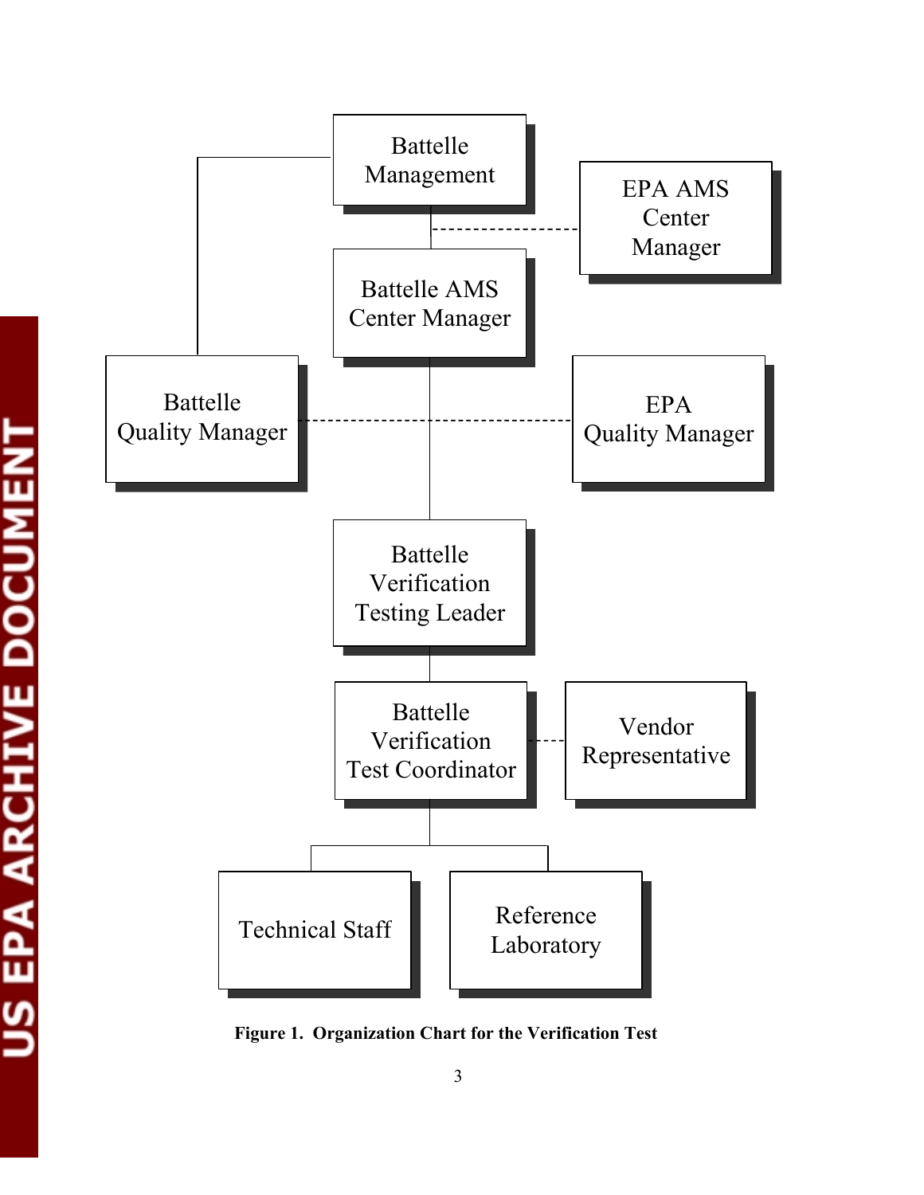Battelle Management

EPA AMS Center Manager

Battelle AMS Center Manager

Battelle Quality Manager

EPA Quality Manager

Battelle Verification Testing Leader

Battelle Verification Test Coordinator

Vendor Representative

Technical Staff

Reference Laboratory

**Figure 1. Organization Chart for the Verification Test**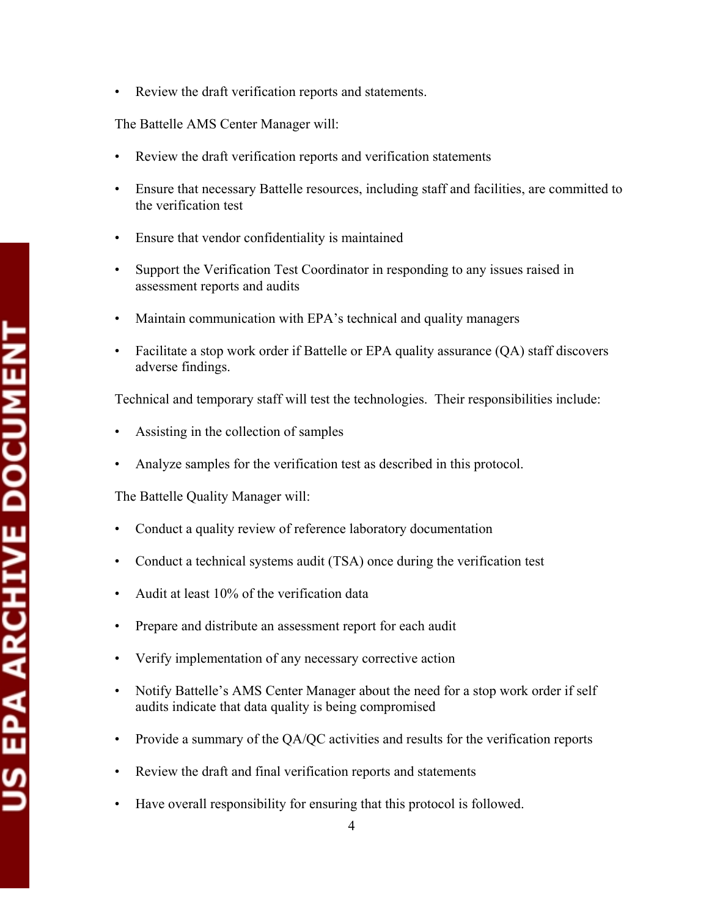- Review the draft verification reports and statements.

The Battelle AMS Center Manager will:

- Review the draft verification reports and verification statements
- Ensure that necessary Battelle resources, including staff and facilities, are committed to the verification test
- Ensure that vendor confidentiality is maintained
- Support the Verification Test Coordinator in responding to any issues raised in assessment reports and audits
- Maintain communication with EPA's technical and quality managers
- Facilitate a stop work order if Battelle or EPA quality assurance (QA) staff discovers adverse findings.

Technical and temporary staff will test the technologies. Their responsibilities include:

- Assisting in the collection of samples
- Analyze samples for the verification test as described in this protocol.

The Battelle Quality Manager will:

- Conduct a quality review of reference laboratory documentation
- Conduct a technical systems audit (TSA) once during the verification test
- Audit at least 10% of the verification data
- Prepare and distribute an assessment report for each audit
- Verify implementation of any necessary corrective action
- Notify Battelle's AMS Center Manager about the need for a stop work order if self audits indicate that data quality is being compromised
- Provide a summary of the QA/QC activities and results for the verification reports
- Review the draft and final verification reports and statements
- Have overall responsibility for ensuring that this protocol is followed.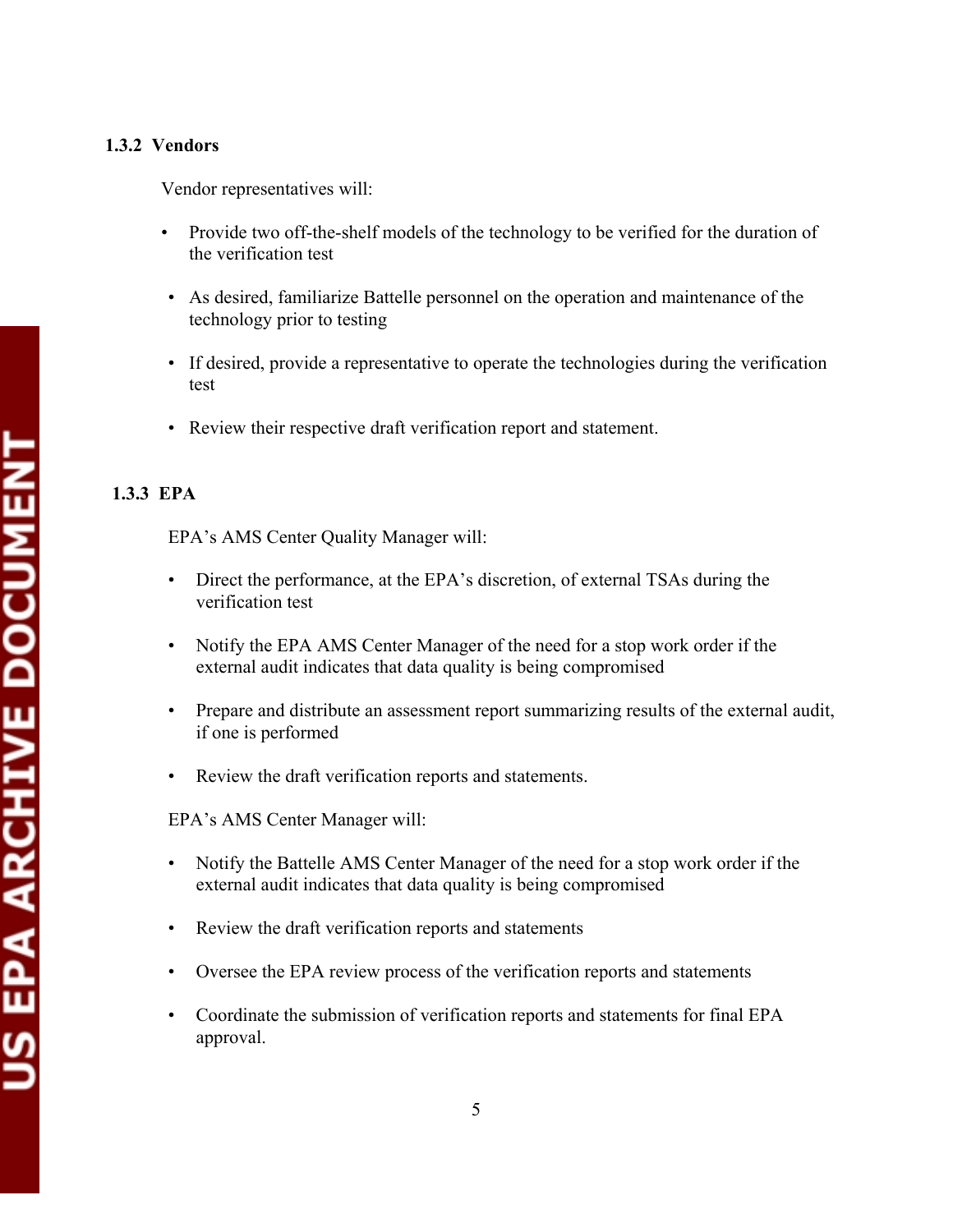### 1.3.2 Vendors

Vendor representatives will:

- Provide two off-the-shelf models of the technology to be verified for the duration of the verification test
- As desired, familiarize Battelle personnel on the operation and maintenance of the technology prior to testing
- If desired, provide a representative to operate the technologies during the verification test
- Review their respective draft verification report and statement.

### 1.3.3 EPA

EPA's AMS Center Quality Manager will:

- Direct the performance, at the EPA's discretion, of external TSAs during the verification test
- Notify the EPA AMS Center Manager of the need for a stop work order if the external audit indicates that data quality is being compromised
- Prepare and distribute an assessment report summarizing results of the external audit, if one is performed
- Review the draft verification reports and statements.

EPA's AMS Center Manager will:

- Notify the Battelle AMS Center Manager of the need for a stop work order if the external audit indicates that data quality is being compromised
- Review the draft verification reports and statements
- Oversee the EPA review process of the verification reports and statements
- Coordinate the submission of verification reports and statements for final EPA approval.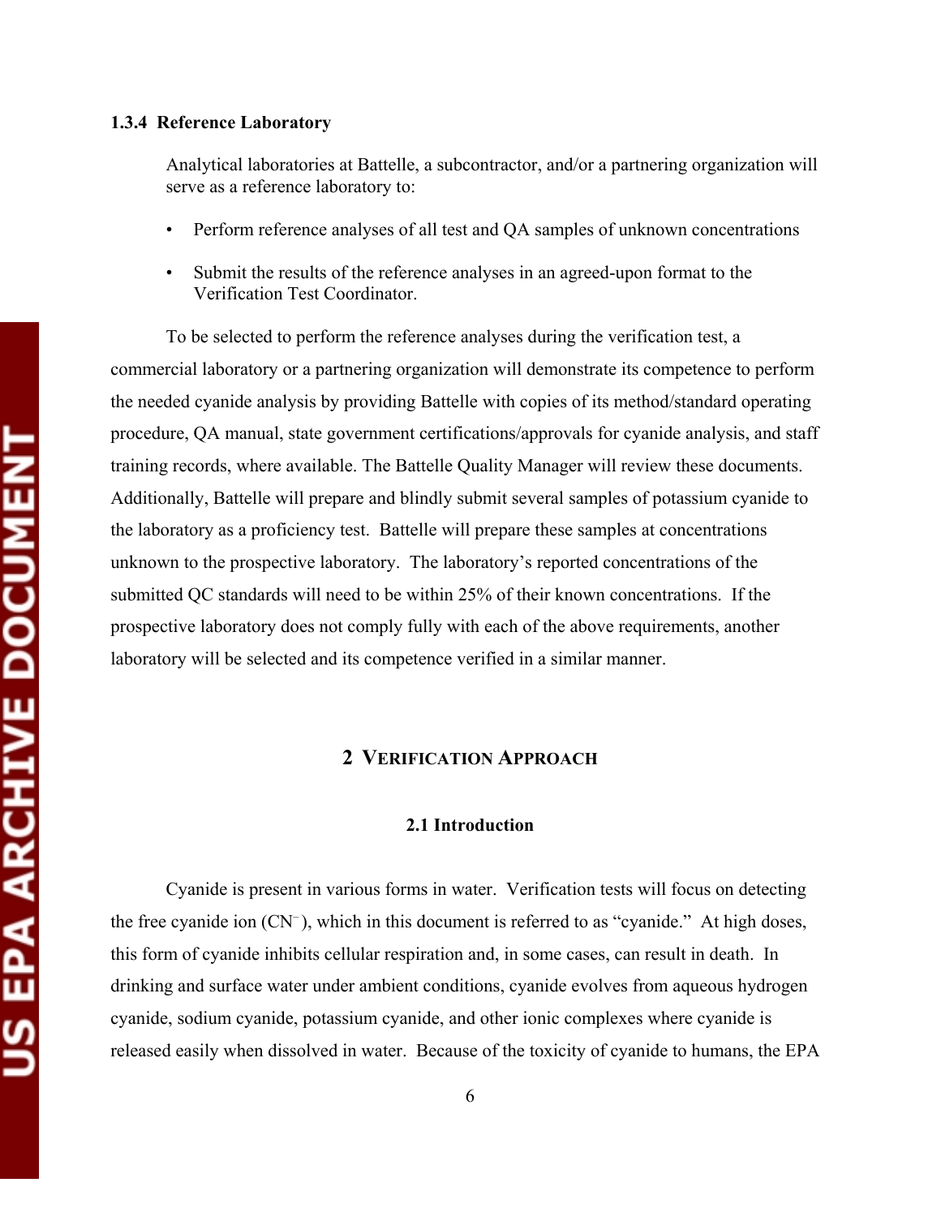### 1.3.4 Reference Laboratory

Analytical laboratories at Battelle, a subcontractor, and/or a partnering organization will serve as a reference laboratory to:

- Perform reference analyses of all test and QA samples of unknown concentrations
- Submit the results of the reference analyses in an agreed-upon format to the Verification Test Coordinator.

To be selected to perform the reference analyses during the verification test, a commercial laboratory or a partnering organization will demonstrate its competence to perform the needed cyanide analysis by providing Battelle with copies of its method/standard operating procedure, QA manual, state government certifications/approvals for cyanide analysis, and staff training records, where available. The Battelle Quality Manager will review these documents. Additionally, Battelle will prepare and blindly submit several samples of potassium cyanide to the laboratory as a proficiency test. Battelle will prepare these samples at concentrations unknown to the prospective laboratory. The laboratory's reported concentrations of the submitted QC standards will need to be within 25% of their known concentrations. If the prospective laboratory does not comply fully with each of the above requirements, another laboratory will be selected and its competence verified in a similar manner.

# 2 VERIFICATION APPROACH

## 2.1 Introduction

Cyanide is present in various forms in water. Verification tests will focus on detecting the free cyanide ion ($CN^-$), which in this document is referred to as "cyanide." At high doses, this form of cyanide inhibits cellular respiration and, in some cases, can result in death. In drinking and surface water under ambient conditions, cyanide evolves from aqueous hydrogen cyanide, sodium cyanide, potassium cyanide, and other ionic complexes where cyanide is released easily when dissolved in water. Because of the toxicity of cyanide to humans, the EPA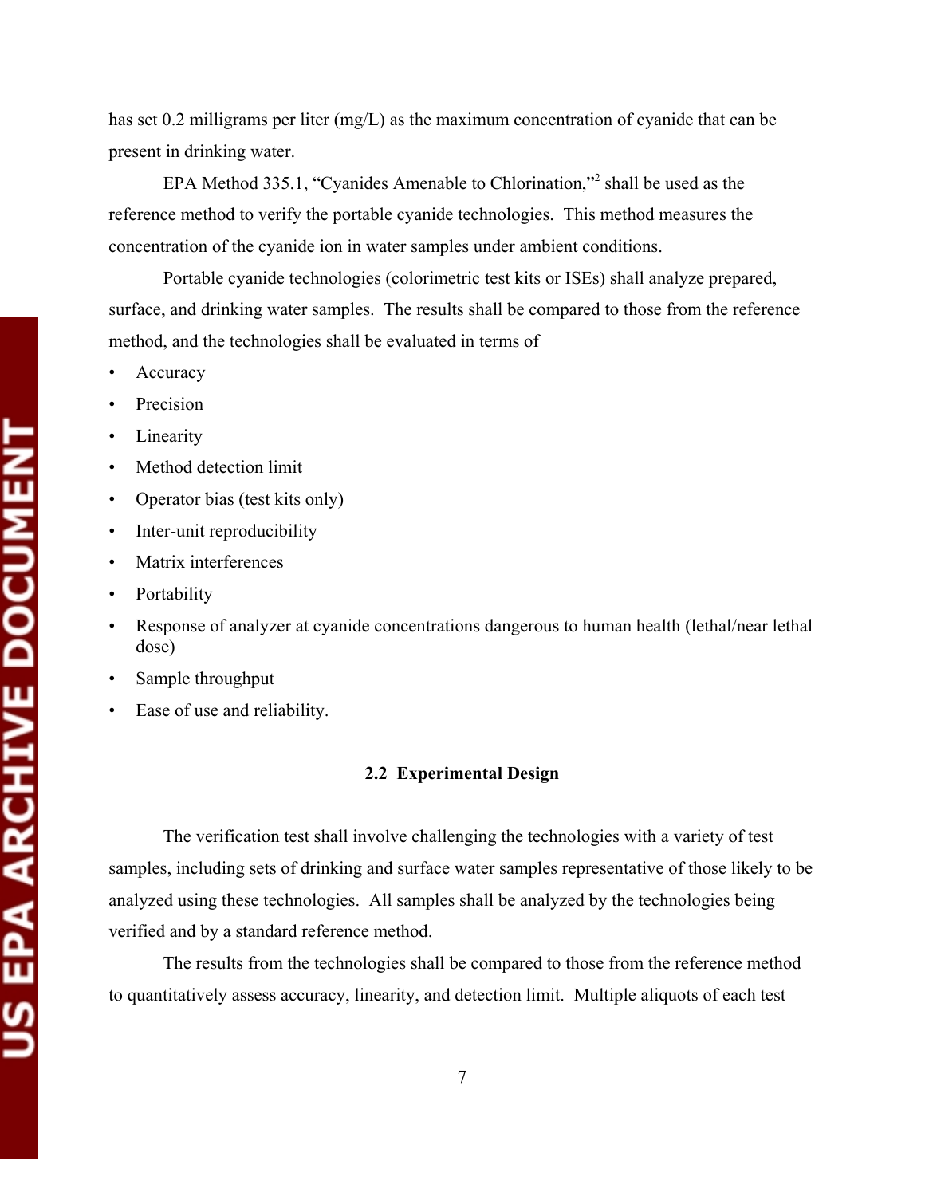has set 0.2 milligrams per liter (mg/L) as the maximum concentration of cyanide that can be present in drinking water.

EPA Method 335.1, "Cyanides Amenable to Chlorination,"[2] shall be used as the reference method to verify the portable cyanide technologies. This method measures the concentration of the cyanide ion in water samples under ambient conditions.

Portable cyanide technologies (colorimetric test kits or ISEs) shall analyze prepared, surface, and drinking water samples. The results shall be compared to those from the reference method, and the technologies shall be evaluated in terms of

- Accuracy
- Precision
- Linearity
- Method detection limit
- Operator bias (test kits only)
- Inter-unit reproducibility
- Matrix interferences
- Portability
- Response of analyzer at cyanide concentrations dangerous to human health (lethal/near lethal dose)
- Sample throughput
- Ease of use and reliability.

### 2.2 Experimental Design

The verification test shall involve challenging the technologies with a variety of test samples, including sets of drinking and surface water samples representative of those likely to be analyzed using these technologies. All samples shall be analyzed by the technologies being verified and by a standard reference method.

The results from the technologies shall be compared to those from the reference method to quantitatively assess accuracy, linearity, and detection limit. Multiple aliquots of each test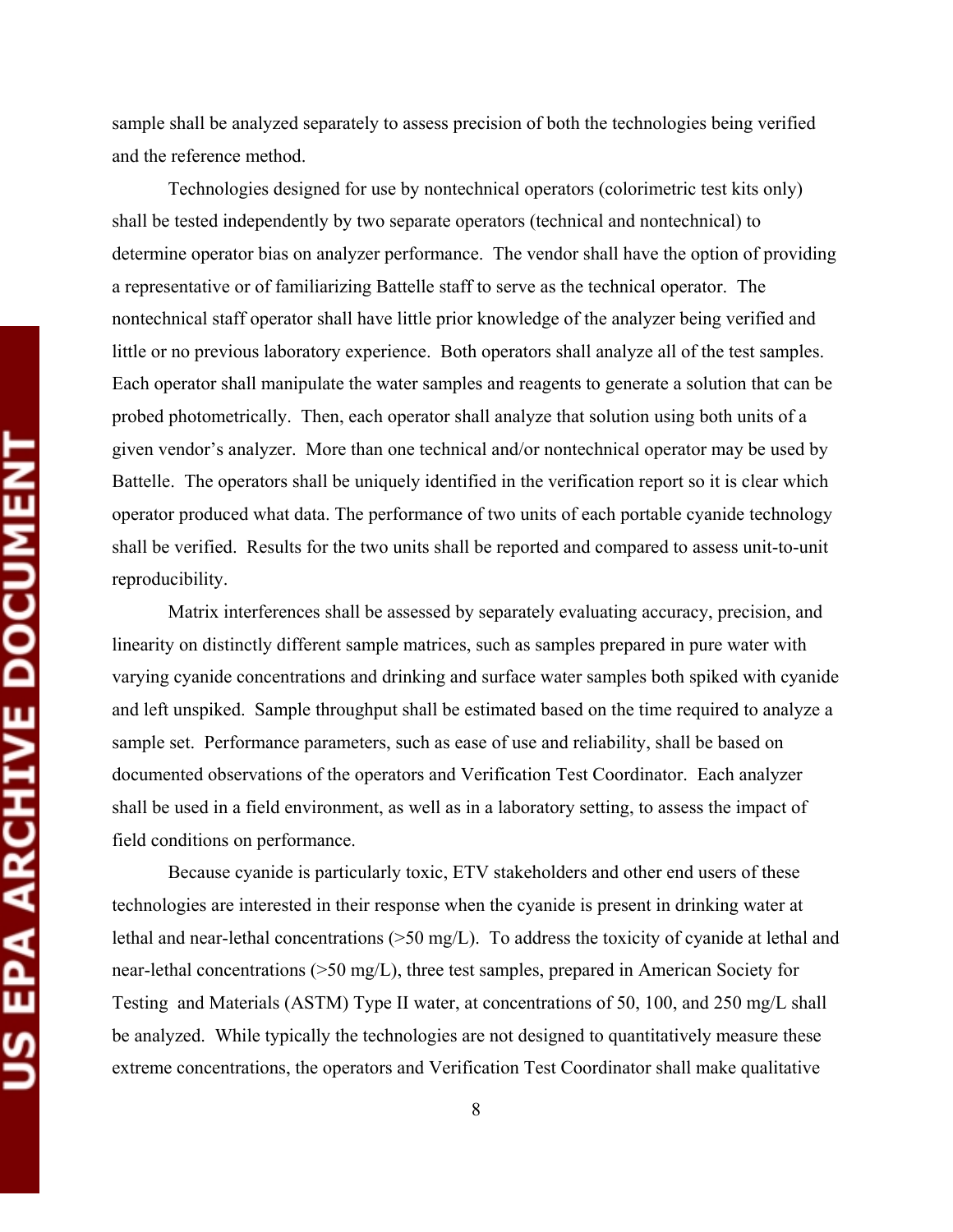sample shall be analyzed separately to assess precision of both the technologies being verified and the reference method.

Technologies designed for use by nontechnical operators (colorimetric test kits only) shall be tested independently by two separate operators (technical and nontechnical) to determine operator bias on analyzer performance. The vendor shall have the option of providing a representative or of familiarizing Battelle staff to serve as the technical operator. The nontechnical staff operator shall have little prior knowledge of the analyzer being verified and little or no previous laboratory experience. Both operators shall analyze all of the test samples. Each operator shall manipulate the water samples and reagents to generate a solution that can be probed photometrically. Then, each operator shall analyze that solution using both units of a given vendor's analyzer. More than one technical and/or nontechnical operator may be used by Battelle. The operators shall be uniquely identified in the verification report so it is clear which operator produced what data. The performance of two units of each portable cyanide technology shall be verified. Results for the two units shall be reported and compared to assess unit-to-unit reproducibility.

Matrix interferences shall be assessed by separately evaluating accuracy, precision, and linearity on distinctly different sample matrices, such as samples prepared in pure water with varying cyanide concentrations and drinking and surface water samples both spiked with cyanide and left unspiked. Sample throughput shall be estimated based on the time required to analyze a sample set. Performance parameters, such as ease of use and reliability, shall be based on documented observations of the operators and Verification Test Coordinator. Each analyzer shall be used in a field environment, as well as in a laboratory setting, to assess the impact of field conditions on performance.

Because cyanide is particularly toxic, ETV stakeholders and other end users of these technologies are interested in their response when the cyanide is present in drinking water at lethal and near-lethal concentrations (>50 mg/L). To address the toxicity of cyanide at lethal and near-lethal concentrations (>50 mg/L), three test samples, prepared in American Society for Testing and Materials (ASTM) Type II water, at concentrations of 50, 100, and 250 mg/L shall be analyzed. While typically the technologies are not designed to quantitatively measure these extreme concentrations, the operators and Verification Test Coordinator shall make qualitative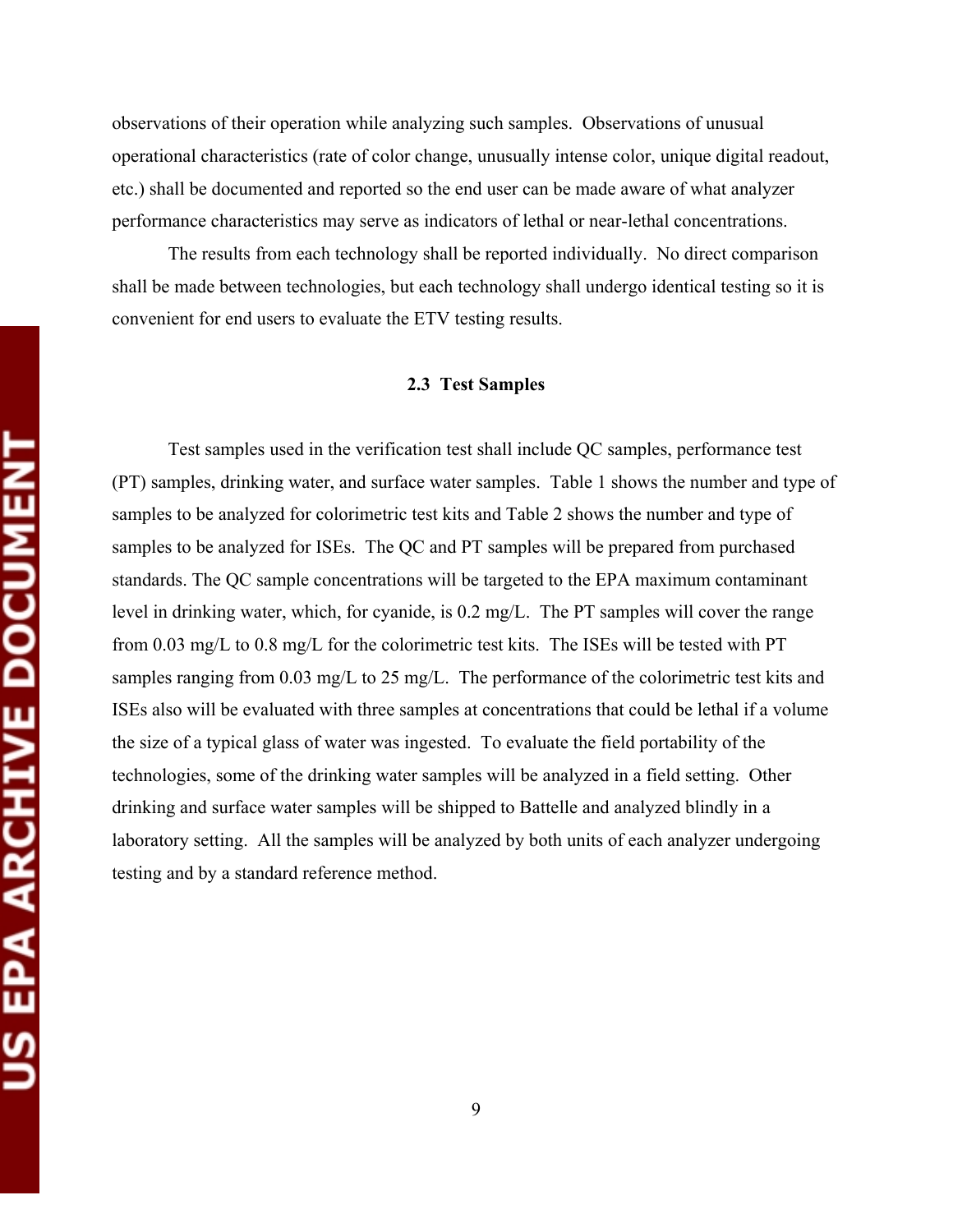observations of their operation while analyzing such samples. Observations of unusual operational characteristics (rate of color change, unusually intense color, unique digital readout, etc.) shall be documented and reported so the end user can be made aware of what analyzer performance characteristics may serve as indicators of lethal or near-lethal concentrations.

The results from each technology shall be reported individually. No direct comparison shall be made between technologies, but each technology shall undergo identical testing so it is convenient for end users to evaluate the ETV testing results.

### 2.3 Test Samples

Test samples used in the verification test shall include QC samples, performance test (PT) samples, drinking water, and surface water samples. Table 1 shows the number and type of samples to be analyzed for colorimetric test kits and Table 2 shows the number and type of samples to be analyzed for ISEs. The QC and PT samples will be prepared from purchased standards. The QC sample concentrations will be targeted to the EPA maximum contaminant level in drinking water, which, for cyanide, is 0.2 mg/L. The PT samples will cover the range from 0.03 mg/L to 0.8 mg/L for the colorimetric test kits. The ISEs will be tested with PT samples ranging from 0.03 mg/L to 25 mg/L. The performance of the colorimetric test kits and ISEs also will be evaluated with three samples at concentrations that could be lethal if a volume the size of a typical glass of water was ingested. To evaluate the field portability of the technologies, some of the drinking water samples will be analyzed in a field setting. Other drinking and surface water samples will be shipped to Battelle and analyzed blindly in a laboratory setting. All the samples will be analyzed by both units of each analyzer undergoing testing and by a standard reference method.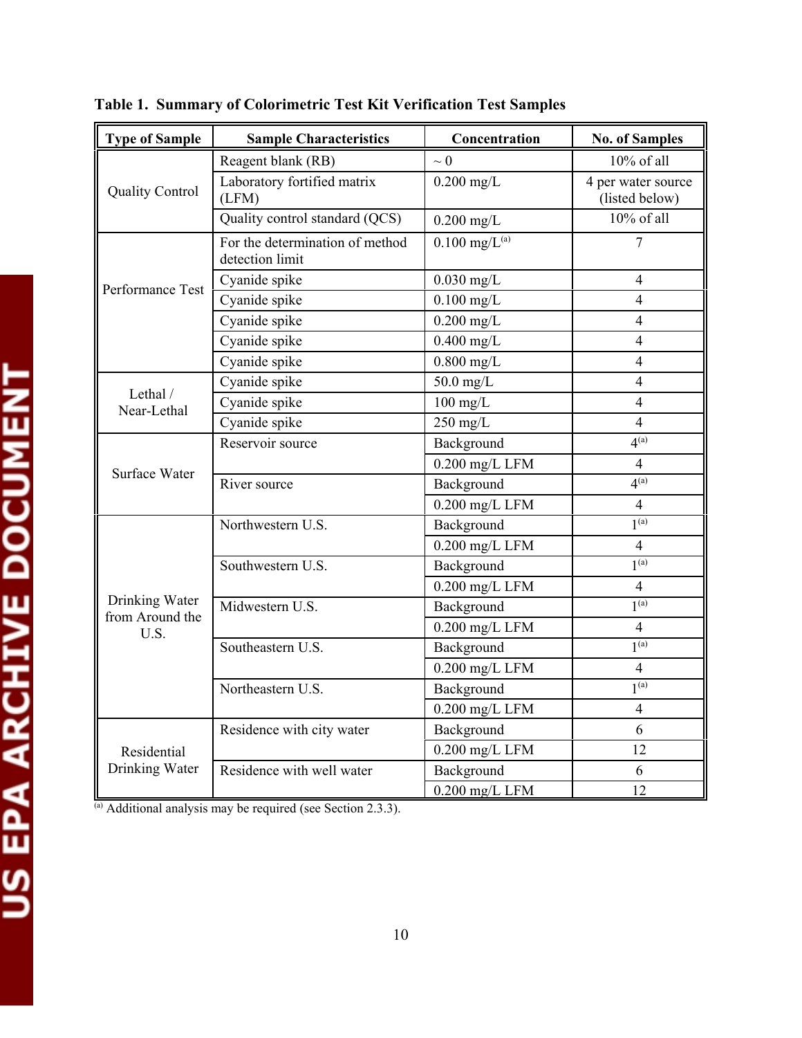**Table 1. Summary of Colorimetric Test Kit Verification Test Samples**

| Type of Sample | Sample Characteristics | Concentration | No. of Samples |
|---|---|---|---|
| Quality Control | Reagent blank (RB) | ~ 0 | 10% of all |
| | Laboratory fortified matrix (LFM) | 0.200 mg/L | 4 per water source (listed below) |
| | Quality control standard (QCS) | 0.200 mg/L | 10% of all |
| Performance Test | For the determination of method detection limit | 0.100 mg/L[(a)] | 7 |
| | Cyanide spike | 0.030 mg/L | 4 |
| | Cyanide spike | 0.100 mg/L | 4 |
| | Cyanide spike | 0.200 mg/L | 4 |
| | Cyanide spike | 0.400 mg/L | 4 |
| | Cyanide spike | 0.800 mg/L | 4 |
| Lethal / Near-Lethal | Cyanide spike | 50.0 mg/L | 4 |
| | Cyanide spike | 100 mg/L | 4 |
| | Cyanide spike | 250 mg/L | 4 |
| Surface Water | Reservoir source | Background | 4[(a)] |
| | | 0.200 mg/L LFM | 4 |
| | River source | Background | 4[(a)] |
| | | 0.200 mg/L LFM | 4 |
| Drinking Water from Around the U.S. | Northwestern U.S. | Background | 1[(a)] |
| | | 0.200 mg/L LFM | 4 |
| | Southwestern U.S. | Background | 1[(a)] |
| | | 0.200 mg/L LFM | 4 |
| | Midwestern U.S. | Background | 1[(a)] |
| | | 0.200 mg/L LFM | 4 |
| | Southeastern U.S. | Background | 1[(a)] |
| | | 0.200 mg/L LFM | 4 |
| | Northeastern U.S. | Background | 1[(a)] |
| | | 0.200 mg/L LFM | 4 |
| Residential Drinking Water | Residence with city water | Background | 6 |
| | | 0.200 mg/L LFM | 12 |
| | Residence with well water | Background | 6 |
| | | 0.200 mg/L LFM | 12 |

[(a)] Additional analysis may be required (see Section 2.3.3).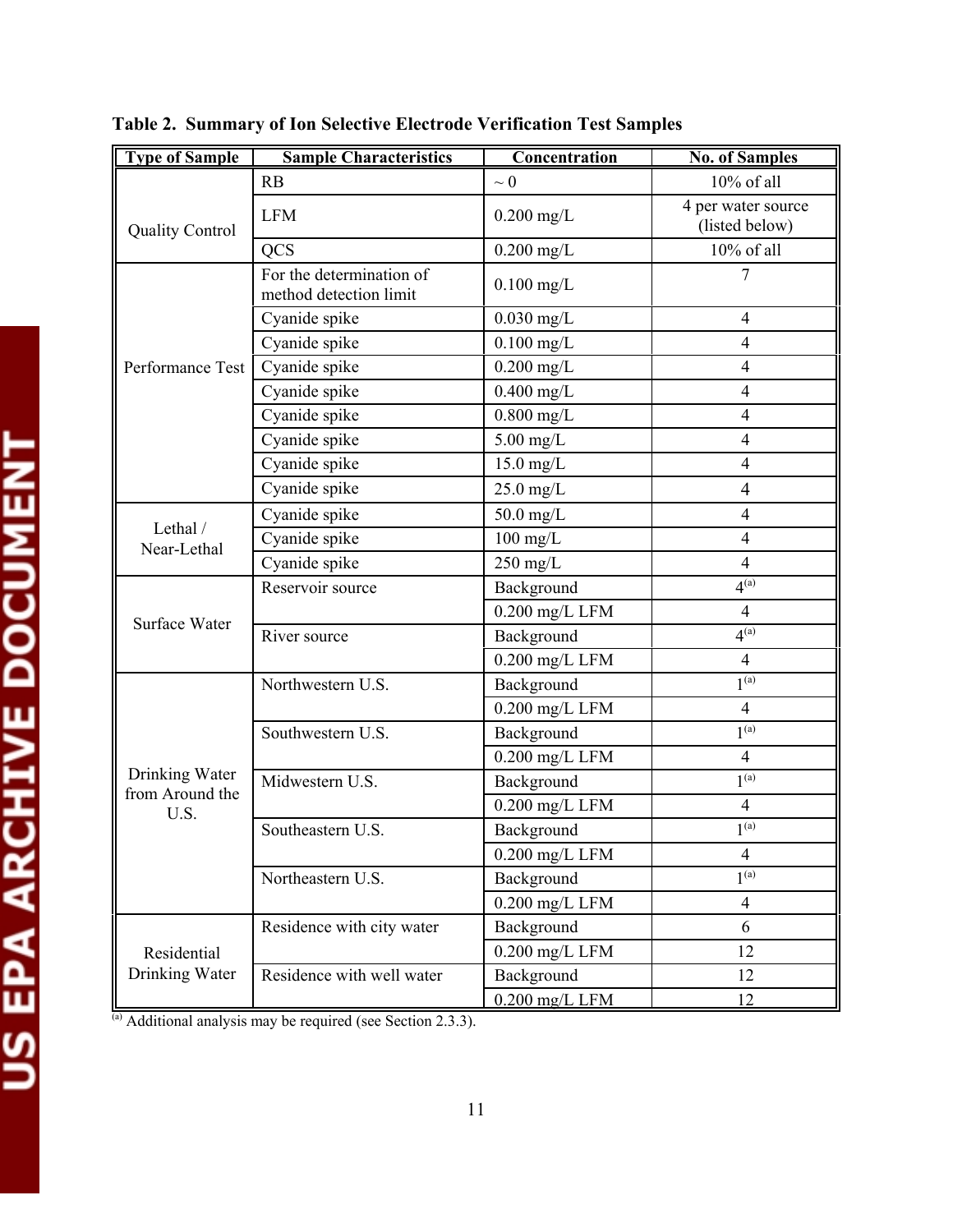**Table 2. Summary of Ion Selective Electrode Verification Test Samples**

| Type of Sample | Sample Characteristics | Concentration | No. of Samples |
|---|---|---|---|
| Quality Control | RB | ~ 0 | 10% of all |
| | LFM | 0.200 mg/L | 4 per water source (listed below) |
| | QCS | 0.200 mg/L | 10% of all |
| Performance Test | For the determination of method detection limit | 0.100 mg/L | 7 |
| | Cyanide spike | 0.030 mg/L | 4 |
| | Cyanide spike | 0.100 mg/L | 4 |
| | Cyanide spike | 0.200 mg/L | 4 |
| | Cyanide spike | 0.400 mg/L | 4 |
| | Cyanide spike | 0.800 mg/L | 4 |
| | Cyanide spike | 5.00 mg/L | 4 |
| | Cyanide spike | 15.0 mg/L | 4 |
| | Cyanide spike | 25.0 mg/L | 4 |
| Lethal / Near-Lethal | Cyanide spike | 50.0 mg/L | 4 |
| | Cyanide spike | 100 mg/L | 4 |
| | Cyanide spike | 250 mg/L | 4 |
| Surface Water | Reservoir source | Background | 4[(a)] |
| | | 0.200 mg/L LFM | 4 |
| | River source | Background | 4[(a)] |
| | | 0.200 mg/L LFM | 4 |
| Drinking Water from Around the U.S. | Northwestern U.S. | Background | 1[(a)] |
| | | 0.200 mg/L LFM | 4 |
| | Southwestern U.S. | Background | 1[(a)] |
| | | 0.200 mg/L LFM | 4 |
| | Midwestern U.S. | Background | 1[(a)] |
| | | 0.200 mg/L LFM | 4 |
| | Southeastern U.S. | Background | 1[(a)] |
| | | 0.200 mg/L LFM | 4 |
| | Northeastern U.S. | Background | 1[(a)] |
| | | 0.200 mg/L LFM | 4 |
| Residential Drinking Water | Residence with city water | Background | 6 |
| | | 0.200 mg/L LFM | 12 |
| | Residence with well water | Background | 12 |
| | | 0.200 mg/L LFM | 12 |

[(a)] Additional analysis may be required (see Section 2.3.3).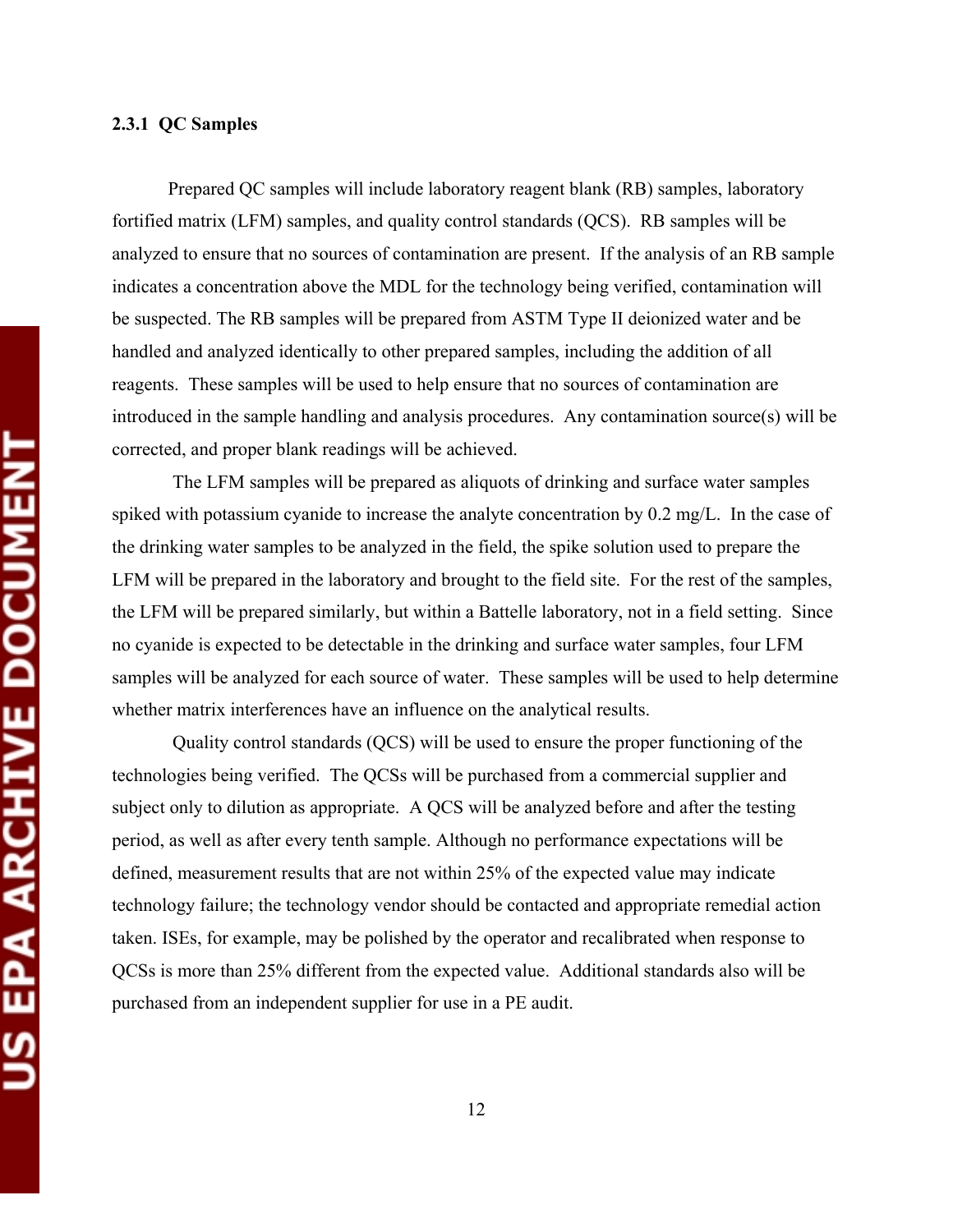### 2.3.1 QC Samples

Prepared QC samples will include laboratory reagent blank (RB) samples, laboratory fortified matrix (LFM) samples, and quality control standards (QCS). RB samples will be analyzed to ensure that no sources of contamination are present. If the analysis of an RB sample indicates a concentration above the MDL for the technology being verified, contamination will be suspected. The RB samples will be prepared from ASTM Type II deionized water and be handled and analyzed identically to other prepared samples, including the addition of all reagents. These samples will be used to help ensure that no sources of contamination are introduced in the sample handling and analysis procedures. Any contamination source(s) will be corrected, and proper blank readings will be achieved.

The LFM samples will be prepared as aliquots of drinking and surface water samples spiked with potassium cyanide to increase the analyte concentration by 0.2 mg/L. In the case of the drinking water samples to be analyzed in the field, the spike solution used to prepare the LFM will be prepared in the laboratory and brought to the field site. For the rest of the samples, the LFM will be prepared similarly, but within a Battelle laboratory, not in a field setting. Since no cyanide is expected to be detectable in the drinking and surface water samples, four LFM samples will be analyzed for each source of water. These samples will be used to help determine whether matrix interferences have an influence on the analytical results.

Quality control standards (QCS) will be used to ensure the proper functioning of the technologies being verified. The QCSs will be purchased from a commercial supplier and subject only to dilution as appropriate. A QCS will be analyzed before and after the testing period, as well as after every tenth sample. Although no performance expectations will be defined, measurement results that are not within 25% of the expected value may indicate technology failure; the technology vendor should be contacted and appropriate remedial action taken. ISEs, for example, may be polished by the operator and recalibrated when response to QCSs is more than 25% different from the expected value. Additional standards also will be purchased from an independent supplier for use in a PE audit.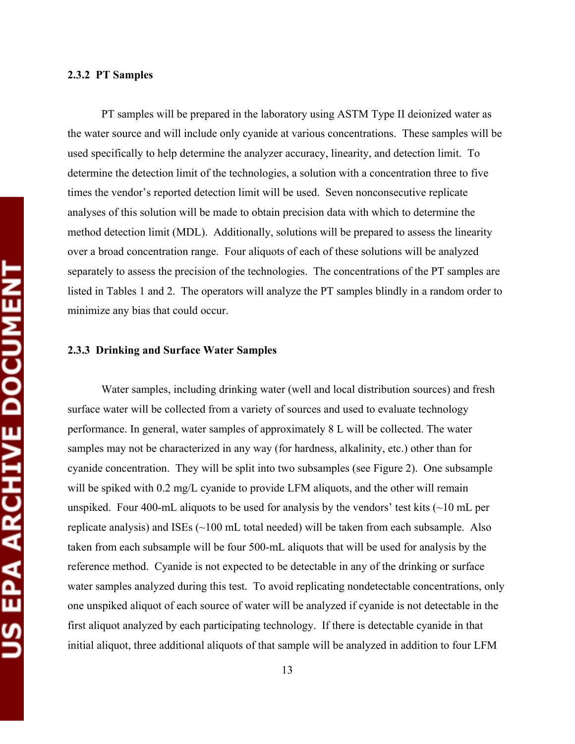### 2.3.2 PT Samples

PT samples will be prepared in the laboratory using ASTM Type II deionized water as the water source and will include only cyanide at various concentrations. These samples will be used specifically to help determine the analyzer accuracy, linearity, and detection limit. To determine the detection limit of the technologies, a solution with a concentration three to five times the vendor's reported detection limit will be used. Seven nonconsecutive replicate analyses of this solution will be made to obtain precision data with which to determine the method detection limit (MDL). Additionally, solutions will be prepared to assess the linearity over a broad concentration range. Four aliquots of each of these solutions will be analyzed separately to assess the precision of the technologies. The concentrations of the PT samples are listed in Tables 1 and 2. The operators will analyze the PT samples blindly in a random order to minimize any bias that could occur.

### 2.3.3 Drinking and Surface Water Samples

Water samples, including drinking water (well and local distribution sources) and fresh surface water will be collected from a variety of sources and used to evaluate technology performance. In general, water samples of approximately 8 L will be collected. The water samples may not be characterized in any way (for hardness, alkalinity, etc.) other than for cyanide concentration. They will be split into two subsamples (see Figure 2). One subsample will be spiked with 0.2 mg/L cyanide to provide LFM aliquots, and the other will remain unspiked. Four 400-mL aliquots to be used for analysis by the vendors' test kits (~10 mL per replicate analysis) and ISEs (~100 mL total needed) will be taken from each subsample. Also taken from each subsample will be four 500-mL aliquots that will be used for analysis by the reference method. Cyanide is not expected to be detectable in any of the drinking or surface water samples analyzed during this test. To avoid replicating nondetectable concentrations, only one unspiked aliquot of each source of water will be analyzed if cyanide is not detectable in the first aliquot analyzed by each participating technology. If there is detectable cyanide in that initial aliquot, three additional aliquots of that sample will be analyzed in addition to four LFM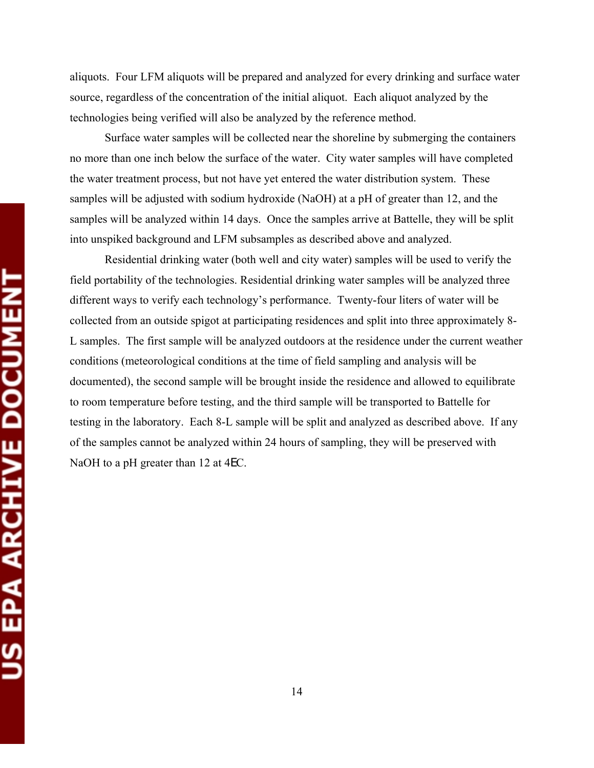aliquots. Four LFM aliquots will be prepared and analyzed for every drinking and surface water source, regardless of the concentration of the initial aliquot. Each aliquot analyzed by the technologies being verified will also be analyzed by the reference method.

Surface water samples will be collected near the shoreline by submerging the containers no more than one inch below the surface of the water. City water samples will have completed the water treatment process, but not have yet entered the water distribution system. These samples will be adjusted with sodium hydroxide (NaOH) at a pH of greater than 12, and the samples will be analyzed within 14 days. Once the samples arrive at Battelle, they will be split into unspiked background and LFM subsamples as described above and analyzed.

Residential drinking water (both well and city water) samples will be used to verify the field portability of the technologies. Residential drinking water samples will be analyzed three different ways to verify each technology's performance. Twenty-four liters of water will be collected from an outside spigot at participating residences and split into three approximately 8-L samples. The first sample will be analyzed outdoors at the residence under the current weather conditions (meteorological conditions at the time of field sampling and analysis will be documented), the second sample will be brought inside the residence and allowed to equilibrate to room temperature before testing, and the third sample will be transported to Battelle for testing in the laboratory. Each 8-L sample will be split and analyzed as described above. If any of the samples cannot be analyzed within 24 hours of sampling, they will be preserved with NaOH to a pH greater than 12 at 4°C.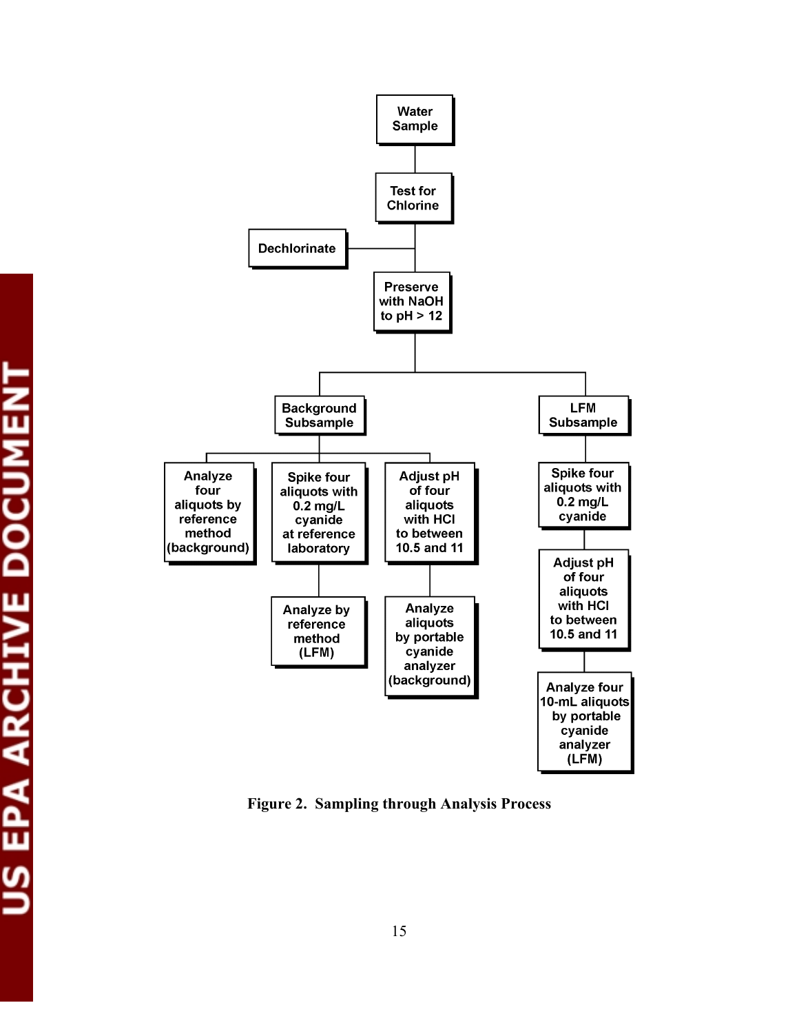- Water Sample
  - Test for Chlorine
    - Dechlorinate
      - Preserve with NaOH to pH > 12
        - Background Subsample
          - Analyze four aliquots by reference method (background)
          - Spike four aliquots with 0.2 mg/L cyanide at reference laboratory
            - Analyze by reference method (LFM)
          - Adjust pH of four aliquots with HCl to between 10.5 and 11
            - Analyze aliquots by portable cyanide analyzer (background)
        - LFM Subsample
          - Spike four aliquots with 0.2 mg/L cyanide
            - Adjust pH of four aliquots with HCl to between 10.5 and 11
              - Analyze four 10-mL aliquots by portable cyanide analyzer (LFM)

**Figure 2. Sampling through Analysis Process**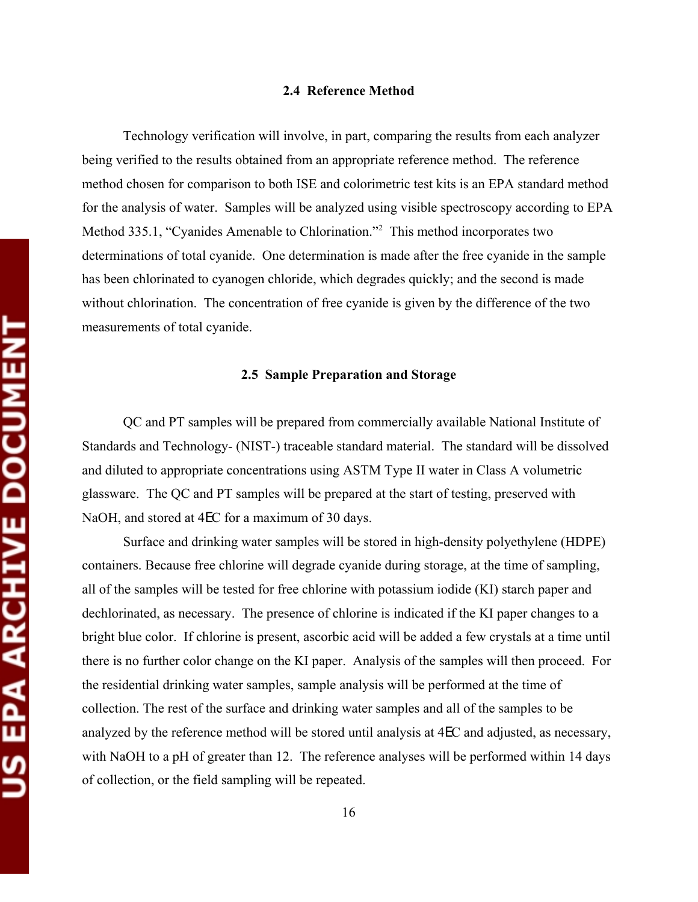## 2.4 Reference Method

Technology verification will involve, in part, comparing the results from each analyzer being verified to the results obtained from an appropriate reference method. The reference method chosen for comparison to both ISE and colorimetric test kits is an EPA standard method for the analysis of water. Samples will be analyzed using visible spectroscopy according to EPA Method 335.1, "Cyanides Amenable to Chlorination."[2] This method incorporates two determinations of total cyanide. One determination is made after the free cyanide in the sample has been chlorinated to cyanogen chloride, which degrades quickly; and the second is made without chlorination. The concentration of free cyanide is given by the difference of the two measurements of total cyanide.

## 2.5 Sample Preparation and Storage

QC and PT samples will be prepared from commercially available National Institute of Standards and Technology- (NIST-) traceable standard material. The standard will be dissolved and diluted to appropriate concentrations using ASTM Type II water in Class A volumetric glassware. The QC and PT samples will be prepared at the start of testing, preserved with NaOH, and stored at 4EC for a maximum of 30 days.

Surface and drinking water samples will be stored in high-density polyethylene (HDPE) containers. Because free chlorine will degrade cyanide during storage, at the time of sampling, all of the samples will be tested for free chlorine with potassium iodide (KI) starch paper and dechlorinated, as necessary. The presence of chlorine is indicated if the KI paper changes to a bright blue color. If chlorine is present, ascorbic acid will be added a few crystals at a time until there is no further color change on the KI paper. Analysis of the samples will then proceed. For the residential drinking water samples, sample analysis will be performed at the time of collection. The rest of the surface and drinking water samples and all of the samples to be analyzed by the reference method will be stored until analysis at 4EC and adjusted, as necessary, with NaOH to a pH of greater than 12. The reference analyses will be performed within 14 days of collection, or the field sampling will be repeated.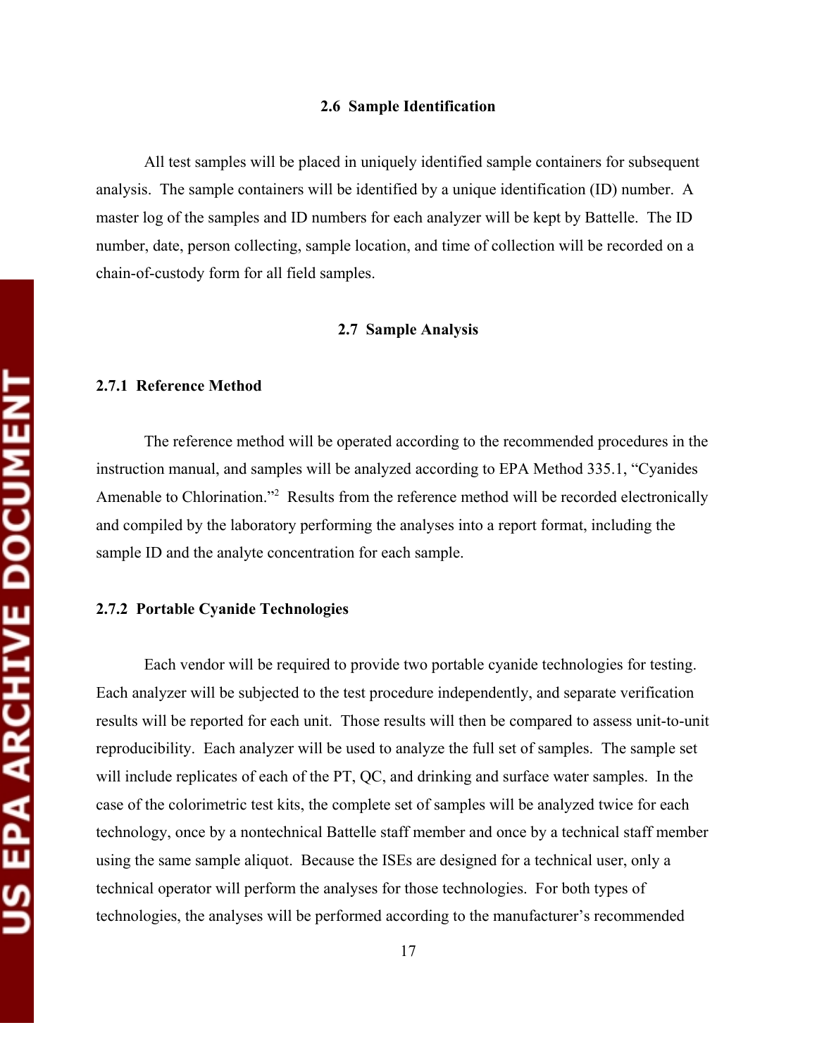## 2.6 Sample Identification

All test samples will be placed in uniquely identified sample containers for subsequent analysis. The sample containers will be identified by a unique identification (ID) number. A master log of the samples and ID numbers for each analyzer will be kept by Battelle. The ID number, date, person collecting, sample location, and time of collection will be recorded on a chain-of-custody form for all field samples.

## 2.7 Sample Analysis

### 2.7.1 Reference Method

The reference method will be operated according to the recommended procedures in the instruction manual, and samples will be analyzed according to EPA Method 335.1, "Cyanides Amenable to Chlorination."[2] Results from the reference method will be recorded electronically and compiled by the laboratory performing the analyses into a report format, including the sample ID and the analyte concentration for each sample.

### 2.7.2 Portable Cyanide Technologies

Each vendor will be required to provide two portable cyanide technologies for testing. Each analyzer will be subjected to the test procedure independently, and separate verification results will be reported for each unit. Those results will then be compared to assess unit-to-unit reproducibility. Each analyzer will be used to analyze the full set of samples. The sample set will include replicates of each of the PT, QC, and drinking and surface water samples. In the case of the colorimetric test kits, the complete set of samples will be analyzed twice for each technology, once by a nontechnical Battelle staff member and once by a technical staff member using the same sample aliquot. Because the ISEs are designed for a technical user, only a technical operator will perform the analyses for those technologies. For both types of technologies, the analyses will be performed according to the manufacturer's recommended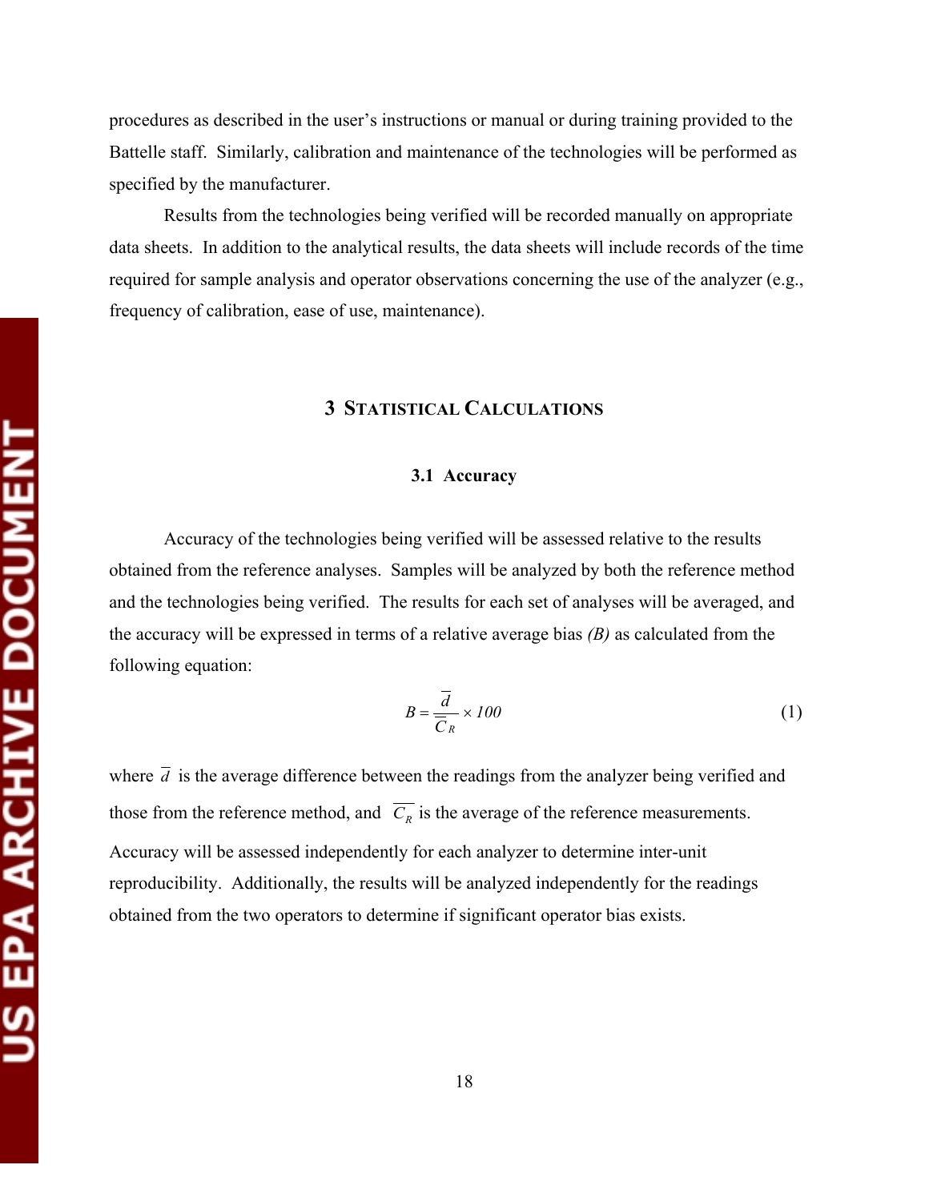procedures as described in the user's instructions or manual or during training provided to the Battelle staff. Similarly, calibration and maintenance of the technologies will be performed as specified by the manufacturer.

Results from the technologies being verified will be recorded manually on appropriate data sheets. In addition to the analytical results, the data sheets will include records of the time required for sample analysis and operator observations concerning the use of the analyzer (e.g., frequency of calibration, ease of use, maintenance).

# 3 Statistical Calculations

## 3.1 Accuracy

Accuracy of the technologies being verified will be assessed relative to the results obtained from the reference analyses. Samples will be analyzed by both the reference method and the technologies being verified. The results for each set of analyses will be averaged, and the accuracy will be expressed in terms of a relative average bias *(B)* as calculated from the following equation:

$$B = \frac{\overline{d}}{\overline{C}_R} \times 100 \qquad (1)$$

where $\overline{d}$ is the average difference between the readings from the analyzer being verified and those from the reference method, and $\overline{C_R}$ is the average of the reference measurements. Accuracy will be assessed independently for each analyzer to determine inter-unit reproducibility. Additionally, the results will be analyzed independently for the readings obtained from the two operators to determine if significant operator bias exists.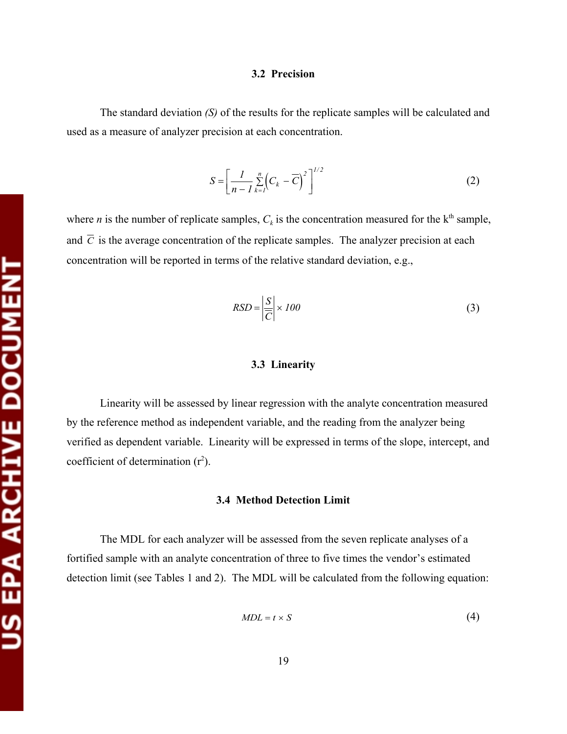### 3.2 Precision

The standard deviation *(S)* of the results for the replicate samples will be calculated and used as a measure of analyzer precision at each concentration.

$$S = \left[ \frac{1}{n-1} \sum_{k=1}^{n} \left( C_k - \overline{C} \right)^2 \right]^{1/2} \tag{2}$$

where $n$ is the number of replicate samples, $C_k$ is the concentration measured for the $k^{th}$ sample, and $\overline{C}$ is the average concentration of the replicate samples. The analyzer precision at each concentration will be reported in terms of the relative standard deviation, e.g.,

$$RSD = \left| \frac{S}{\overline{C}} \right| \times 100 \tag{3}$$

### 3.3 Linearity

Linearity will be assessed by linear regression with the analyte concentration measured by the reference method as independent variable, and the reading from the analyzer being verified as dependent variable. Linearity will be expressed in terms of the slope, intercept, and coefficient of determination ($r^2$).

### 3.4 Method Detection Limit

The MDL for each analyzer will be assessed from the seven replicate analyses of a fortified sample with an analyte concentration of three to five times the vendor's estimated detection limit (see Tables 1 and 2). The MDL will be calculated from the following equation:

$$MDL = t \times S \tag{4}$$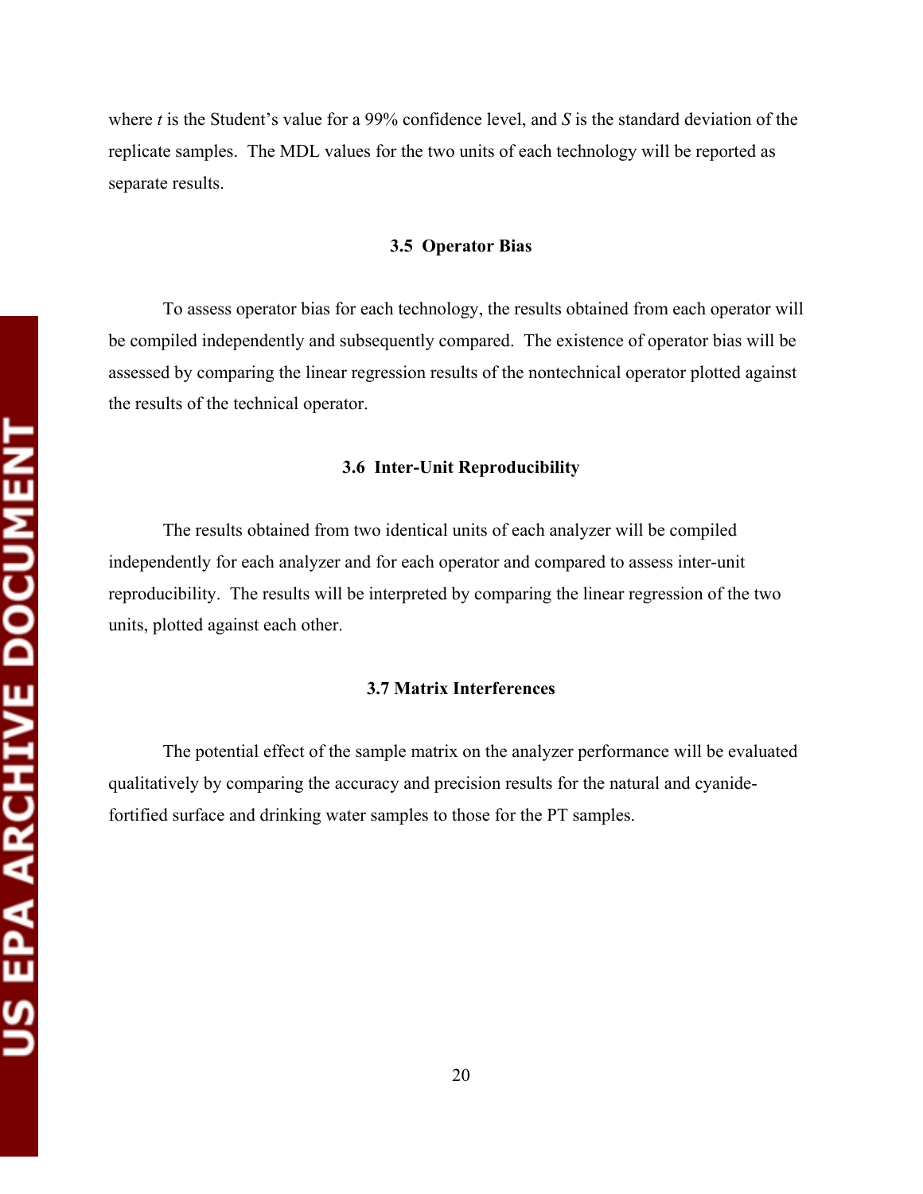where $t$ is the Student's value for a 99% confidence level, and $S$ is the standard deviation of the replicate samples. The MDL values for the two units of each technology will be reported as separate results.

### 3.5 Operator Bias

To assess operator bias for each technology, the results obtained from each operator will be compiled independently and subsequently compared. The existence of operator bias will be assessed by comparing the linear regression results of the nontechnical operator plotted against the results of the technical operator.

### 3.6 Inter-Unit Reproducibility

The results obtained from two identical units of each analyzer will be compiled independently for each analyzer and for each operator and compared to assess inter-unit reproducibility. The results will be interpreted by comparing the linear regression of the two units, plotted against each other.

### 3.7 Matrix Interferences

The potential effect of the sample matrix on the analyzer performance will be evaluated qualitatively by comparing the accuracy and precision results for the natural and cyanide-fortified surface and drinking water samples to those for the PT samples.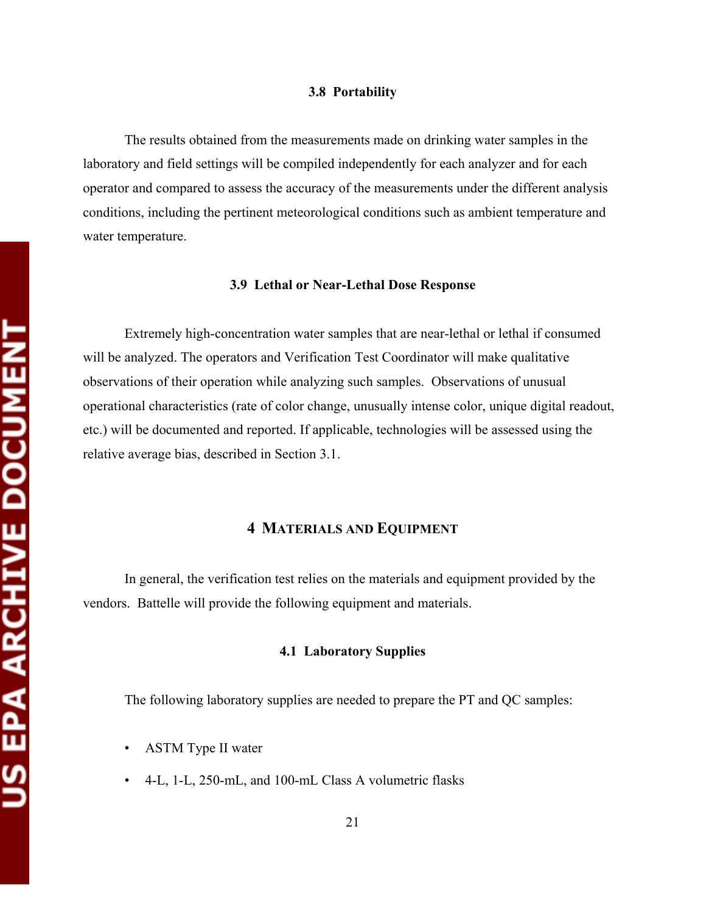### 3.8 Portability

The results obtained from the measurements made on drinking water samples in the laboratory and field settings will be compiled independently for each analyzer and for each operator and compared to assess the accuracy of the measurements under the different analysis conditions, including the pertinent meteorological conditions such as ambient temperature and water temperature.

### 3.9 Lethal or Near-Lethal Dose Response

Extremely high-concentration water samples that are near-lethal or lethal if consumed will be analyzed. The operators and Verification Test Coordinator will make qualitative observations of their operation while analyzing such samples. Observations of unusual operational characteristics (rate of color change, unusually intense color, unique digital readout, etc.) will be documented and reported. If applicable, technologies will be assessed using the relative average bias, described in Section 3.1.

## 4 Materials and Equipment

In general, the verification test relies on the materials and equipment provided by the vendors. Battelle will provide the following equipment and materials.

### 4.1 Laboratory Supplies

The following laboratory supplies are needed to prepare the PT and QC samples:

- ASTM Type II water
- 4-L, 1-L, 250-mL, and 100-mL Class A volumetric flasks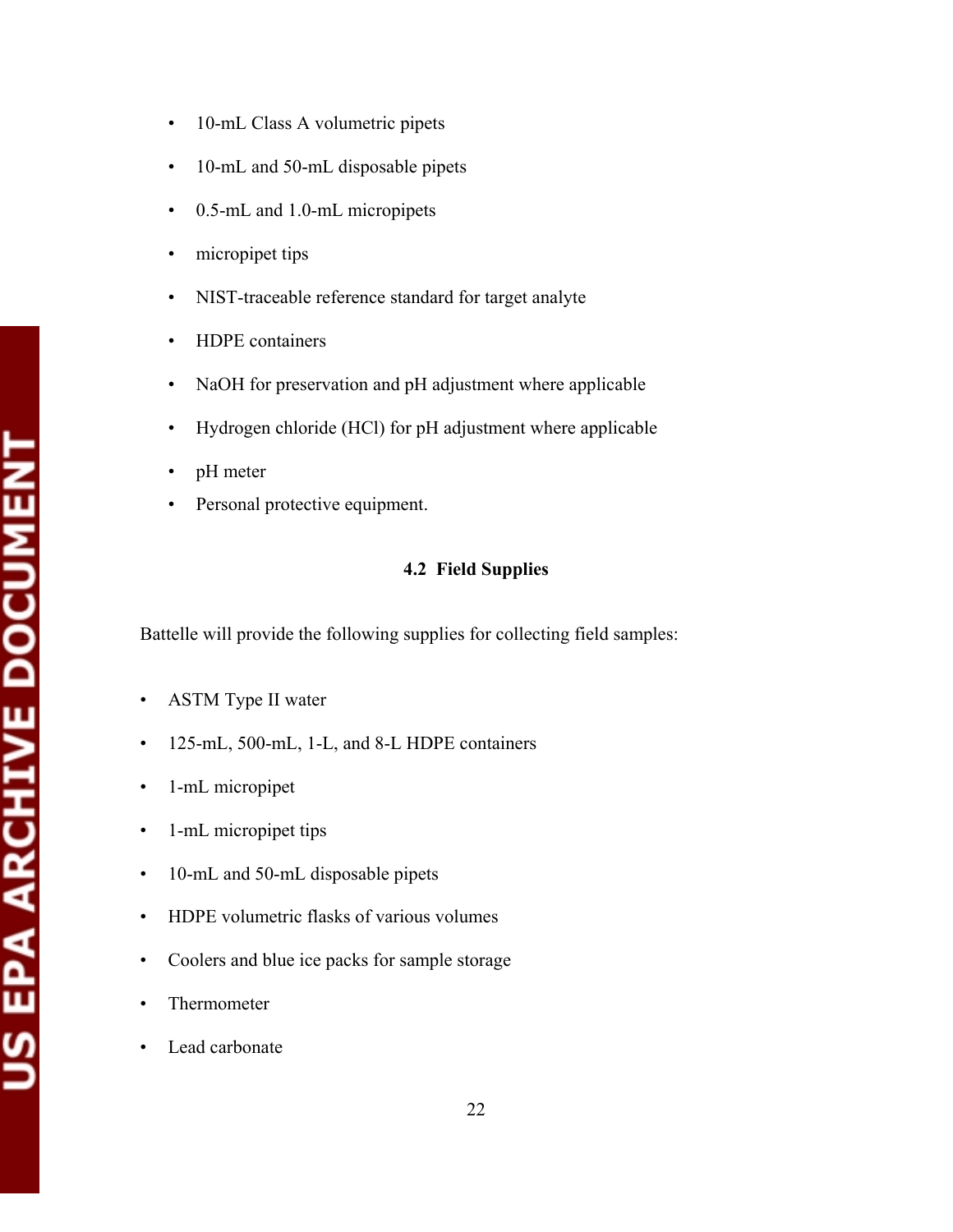- 10-mL Class A volumetric pipets
- 10-mL and 50-mL disposable pipets
- 0.5-mL and 1.0-mL micropipets
- micropipet tips
- NIST-traceable reference standard for target analyte
- HDPE containers
- NaOH for preservation and pH adjustment where applicable
- Hydrogen chloride (HCl) for pH adjustment where applicable
- pH meter
- Personal protective equipment.

### 4.2 Field Supplies

Battelle will provide the following supplies for collecting field samples:

- ASTM Type II water
- 125-mL, 500-mL, 1-L, and 8-L HDPE containers
- 1-mL micropipet
- 1-mL micropipet tips
- 10-mL and 50-mL disposable pipets
- HDPE volumetric flasks of various volumes
- Coolers and blue ice packs for sample storage
- Thermometer
- Lead carbonate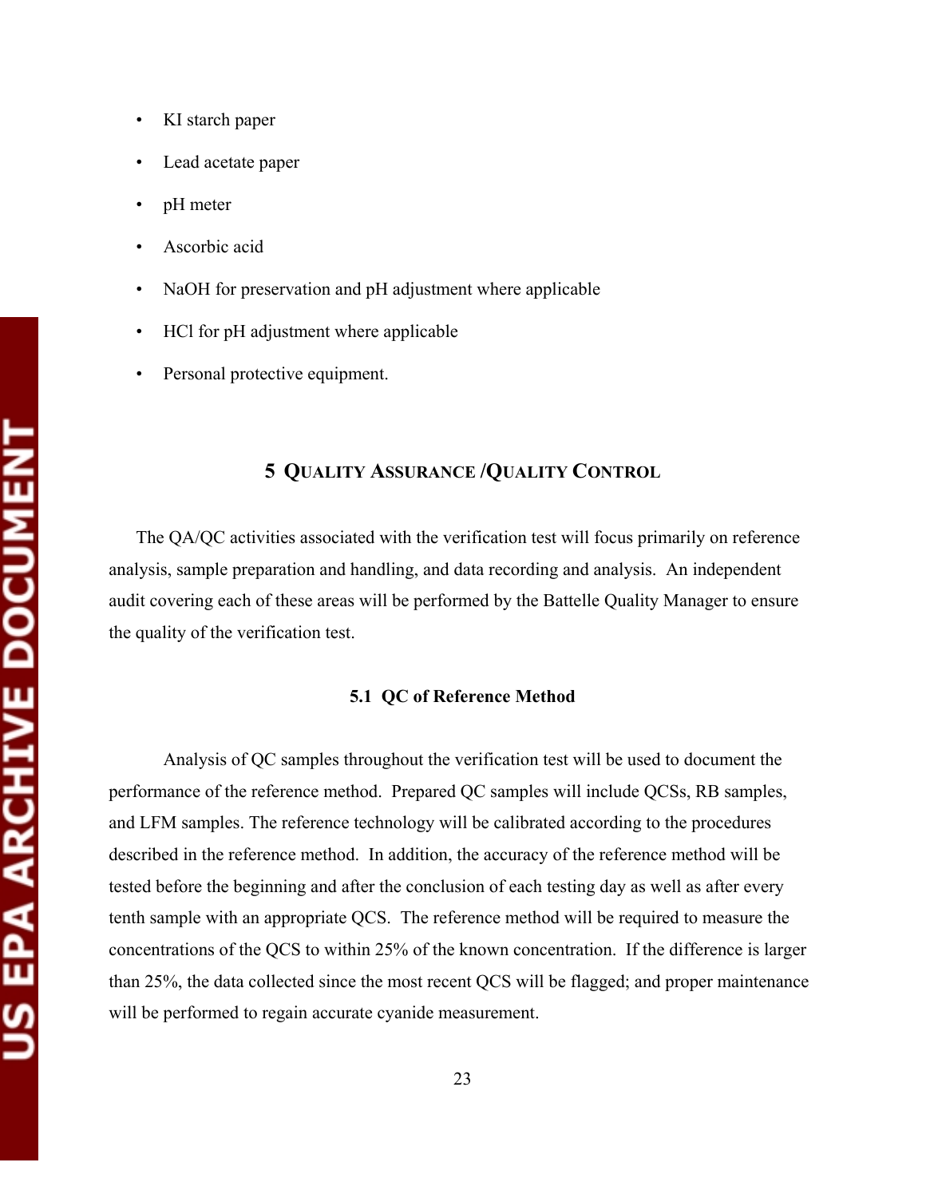- KI starch paper
- Lead acetate paper
- pH meter
- Ascorbic acid
- NaOH for preservation and pH adjustment where applicable
- HCl for pH adjustment where applicable
- Personal protective equipment.

# 5 QUALITY ASSURANCE /QUALITY CONTROL

The QA/QC activities associated with the verification test will focus primarily on reference analysis, sample preparation and handling, and data recording and analysis. An independent audit covering each of these areas will be performed by the Battelle Quality Manager to ensure the quality of the verification test.

## 5.1 QC of Reference Method

Analysis of QC samples throughout the verification test will be used to document the performance of the reference method. Prepared QC samples will include QCSs, RB samples, and LFM samples. The reference technology will be calibrated according to the procedures described in the reference method. In addition, the accuracy of the reference method will be tested before the beginning and after the conclusion of each testing day as well as after every tenth sample with an appropriate QCS. The reference method will be required to measure the concentrations of the QCS to within 25% of the known concentration. If the difference is larger than 25%, the data collected since the most recent QCS will be flagged; and proper maintenance will be performed to regain accurate cyanide measurement.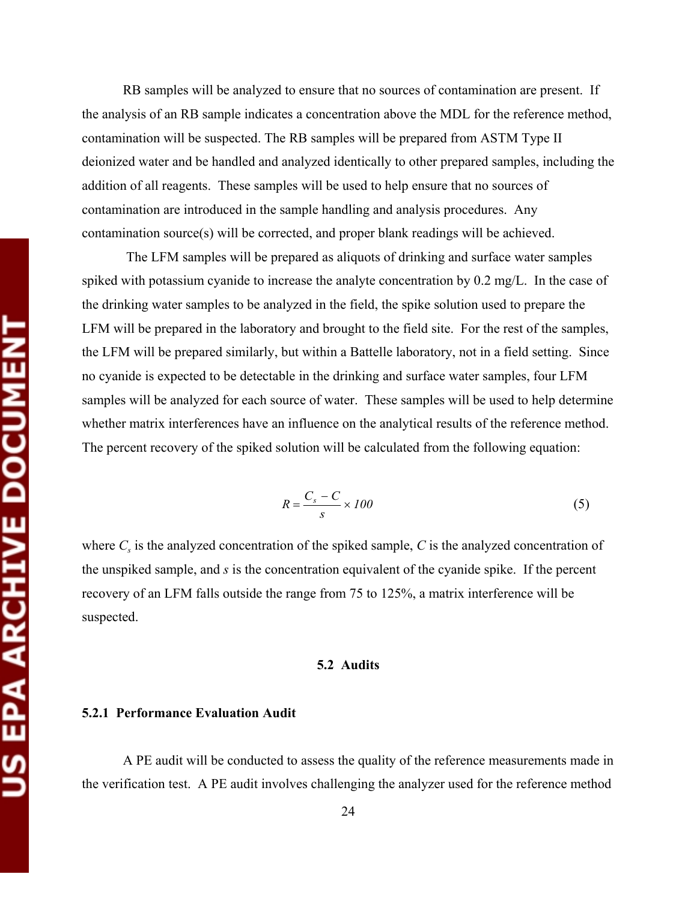RB samples will be analyzed to ensure that no sources of contamination are present. If the analysis of an RB sample indicates a concentration above the MDL for the reference method, contamination will be suspected. The RB samples will be prepared from ASTM Type II deionized water and be handled and analyzed identically to other prepared samples, including the addition of all reagents. These samples will be used to help ensure that no sources of contamination are introduced in the sample handling and analysis procedures. Any contamination source(s) will be corrected, and proper blank readings will be achieved.

The LFM samples will be prepared as aliquots of drinking and surface water samples spiked with potassium cyanide to increase the analyte concentration by 0.2 mg/L. In the case of the drinking water samples to be analyzed in the field, the spike solution used to prepare the LFM will be prepared in the laboratory and brought to the field site. For the rest of the samples, the LFM will be prepared similarly, but within a Battelle laboratory, not in a field setting. Since no cyanide is expected to be detectable in the drinking and surface water samples, four LFM samples will be analyzed for each source of water. These samples will be used to help determine whether matrix interferences have an influence on the analytical results of the reference method. The percent recovery of the spiked solution will be calculated from the following equation:

$$R = \frac{C_s - C}{s} \times 100 \qquad (5)$$

where $C_s$ is the analyzed concentration of the spiked sample, $C$ is the analyzed concentration of the unspiked sample, and $s$ is the concentration equivalent of the cyanide spike. If the percent recovery of an LFM falls outside the range from 75 to 125%, a matrix interference will be suspected.

## 5.2 Audits

### 5.2.1 Performance Evaluation Audit

A PE audit will be conducted to assess the quality of the reference measurements made in the verification test. A PE audit involves challenging the analyzer used for the reference method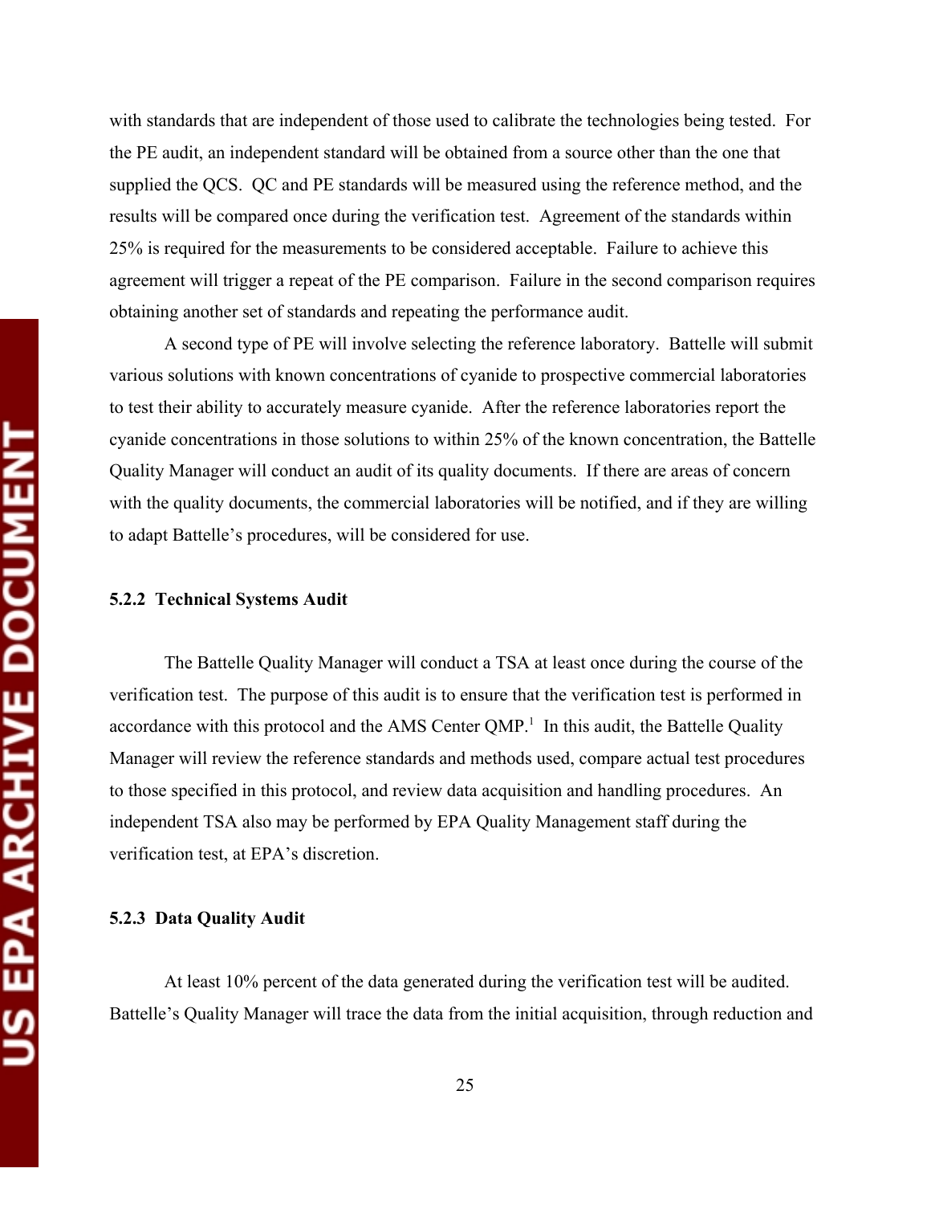with standards that are independent of those used to calibrate the technologies being tested. For the PE audit, an independent standard will be obtained from a source other than the one that supplied the QCS. QC and PE standards will be measured using the reference method, and the results will be compared once during the verification test. Agreement of the standards within 25% is required for the measurements to be considered acceptable. Failure to achieve this agreement will trigger a repeat of the PE comparison. Failure in the second comparison requires obtaining another set of standards and repeating the performance audit.

A second type of PE will involve selecting the reference laboratory. Battelle will submit various solutions with known concentrations of cyanide to prospective commercial laboratories to test their ability to accurately measure cyanide. After the reference laboratories report the cyanide concentrations in those solutions to within 25% of the known concentration, the Battelle Quality Manager will conduct an audit of its quality documents. If there are areas of concern with the quality documents, the commercial laboratories will be notified, and if they are willing to adapt Battelle's procedures, will be considered for use.

### 5.2.2 Technical Systems Audit

The Battelle Quality Manager will conduct a TSA at least once during the course of the verification test. The purpose of this audit is to ensure that the verification test is performed in accordance with this protocol and the AMS Center QMP.[1] In this audit, the Battelle Quality Manager will review the reference standards and methods used, compare actual test procedures to those specified in this protocol, and review data acquisition and handling procedures. An independent TSA also may be performed by EPA Quality Management staff during the verification test, at EPA's discretion.

### 5.2.3 Data Quality Audit

At least 10% percent of the data generated during the verification test will be audited. Battelle's Quality Manager will trace the data from the initial acquisition, through reduction and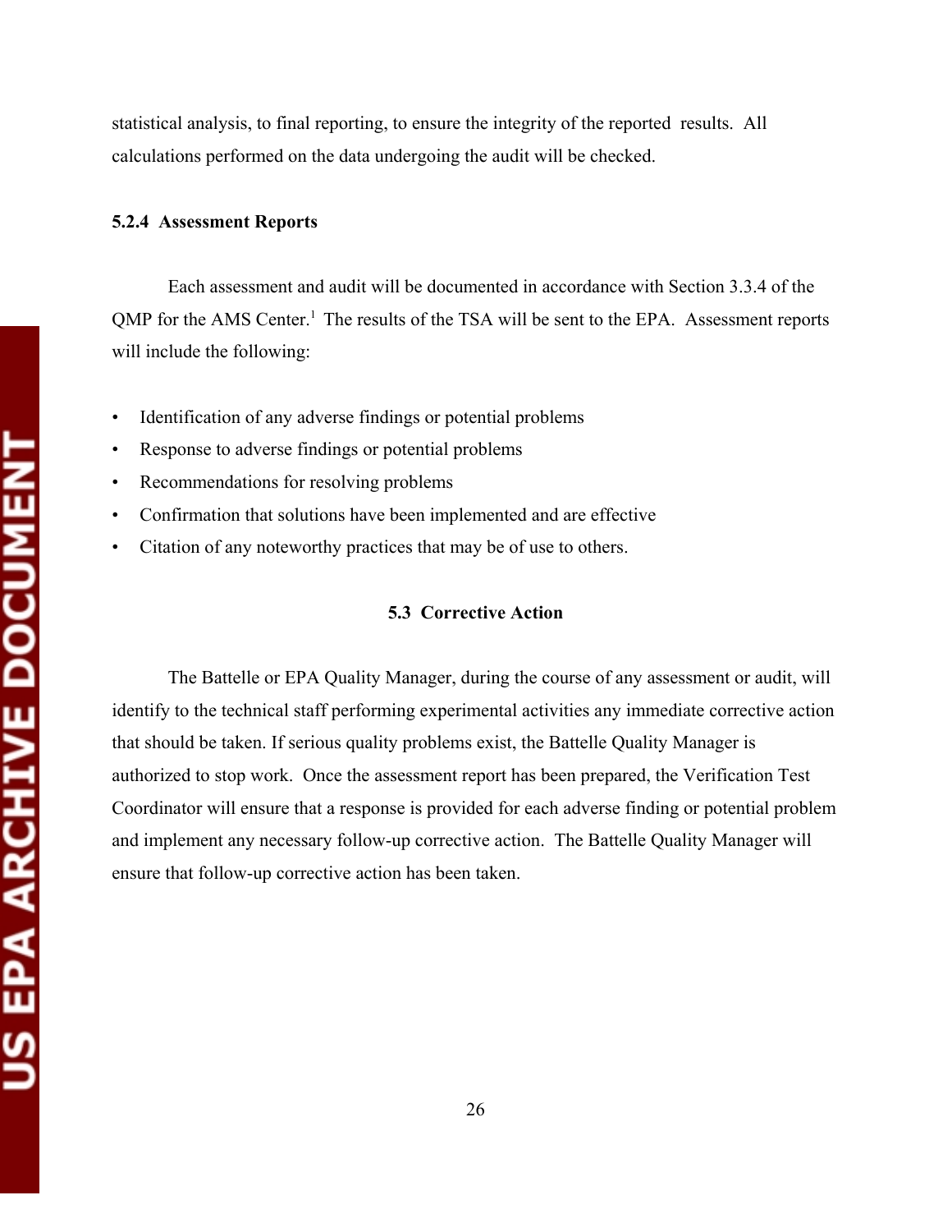statistical analysis, to final reporting, to ensure the integrity of the reported results. All calculations performed on the data undergoing the audit will be checked.

### 5.2.4 Assessment Reports

Each assessment and audit will be documented in accordance with Section 3.3.4 of the QMP for the AMS Center.[1] The results of the TSA will be sent to the EPA. Assessment reports will include the following:

- Identification of any adverse findings or potential problems
- Response to adverse findings or potential problems
- Recommendations for resolving problems
- Confirmation that solutions have been implemented and are effective
- Citation of any noteworthy practices that may be of use to others.

## 5.3 Corrective Action

The Battelle or EPA Quality Manager, during the course of any assessment or audit, will identify to the technical staff performing experimental activities any immediate corrective action that should be taken. If serious quality problems exist, the Battelle Quality Manager is authorized to stop work. Once the assessment report has been prepared, the Verification Test Coordinator will ensure that a response is provided for each adverse finding or potential problem and implement any necessary follow-up corrective action. The Battelle Quality Manager will ensure that follow-up corrective action has been taken.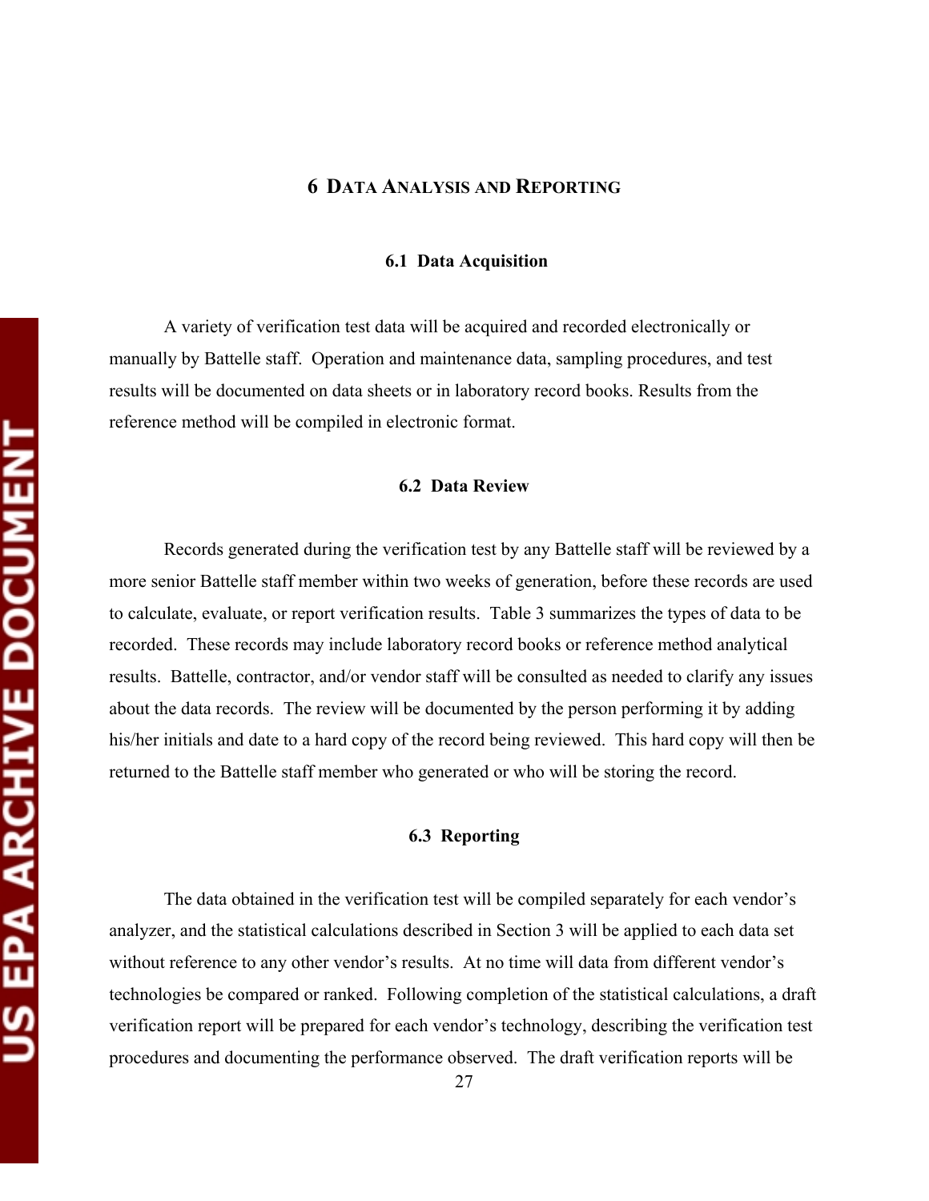# 6 Data Analysis and Reporting

## 6.1 Data Acquisition

A variety of verification test data will be acquired and recorded electronically or manually by Battelle staff. Operation and maintenance data, sampling procedures, and test results will be documented on data sheets or in laboratory record books. Results from the reference method will be compiled in electronic format.

## 6.2 Data Review

Records generated during the verification test by any Battelle staff will be reviewed by a more senior Battelle staff member within two weeks of generation, before these records are used to calculate, evaluate, or report verification results. Table 3 summarizes the types of data to be recorded. These records may include laboratory record books or reference method analytical results. Battelle, contractor, and/or vendor staff will be consulted as needed to clarify any issues about the data records. The review will be documented by the person performing it by adding his/her initials and date to a hard copy of the record being reviewed. This hard copy will then be returned to the Battelle staff member who generated or who will be storing the record.

## 6.3 Reporting

The data obtained in the verification test will be compiled separately for each vendor's analyzer, and the statistical calculations described in Section 3 will be applied to each data set without reference to any other vendor's results. At no time will data from different vendor's technologies be compared or ranked. Following completion of the statistical calculations, a draft verification report will be prepared for each vendor's technology, describing the verification test procedures and documenting the performance observed. The draft verification reports will be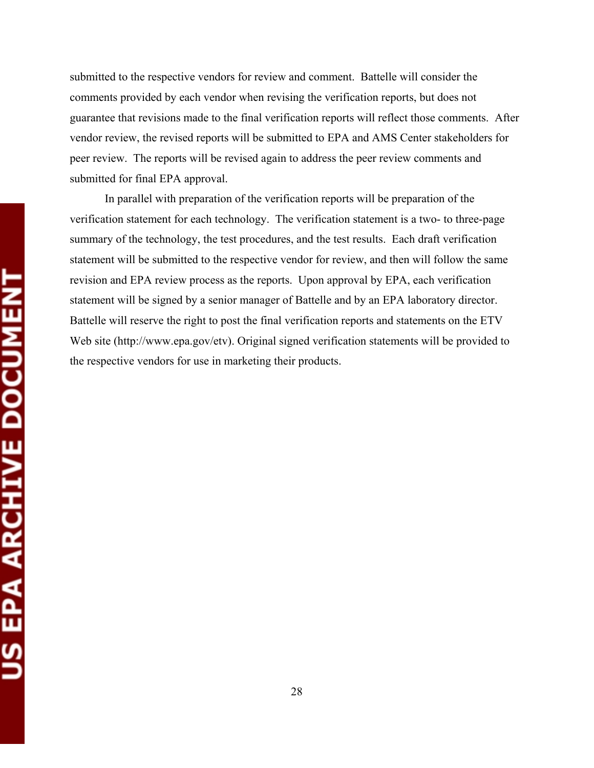submitted to the respective vendors for review and comment. Battelle will consider the comments provided by each vendor when revising the verification reports, but does not guarantee that revisions made to the final verification reports will reflect those comments. After vendor review, the revised reports will be submitted to EPA and AMS Center stakeholders for peer review. The reports will be revised again to address the peer review comments and submitted for final EPA approval.

In parallel with preparation of the verification reports will be preparation of the verification statement for each technology. The verification statement is a two- to three-page summary of the technology, the test procedures, and the test results. Each draft verification statement will be submitted to the respective vendor for review, and then will follow the same revision and EPA review process as the reports. Upon approval by EPA, each verification statement will be signed by a senior manager of Battelle and by an EPA laboratory director. Battelle will reserve the right to post the final verification reports and statements on the ETV Web site (http://www.epa.gov/etv). Original signed verification statements will be provided to the respective vendors for use in marketing their products.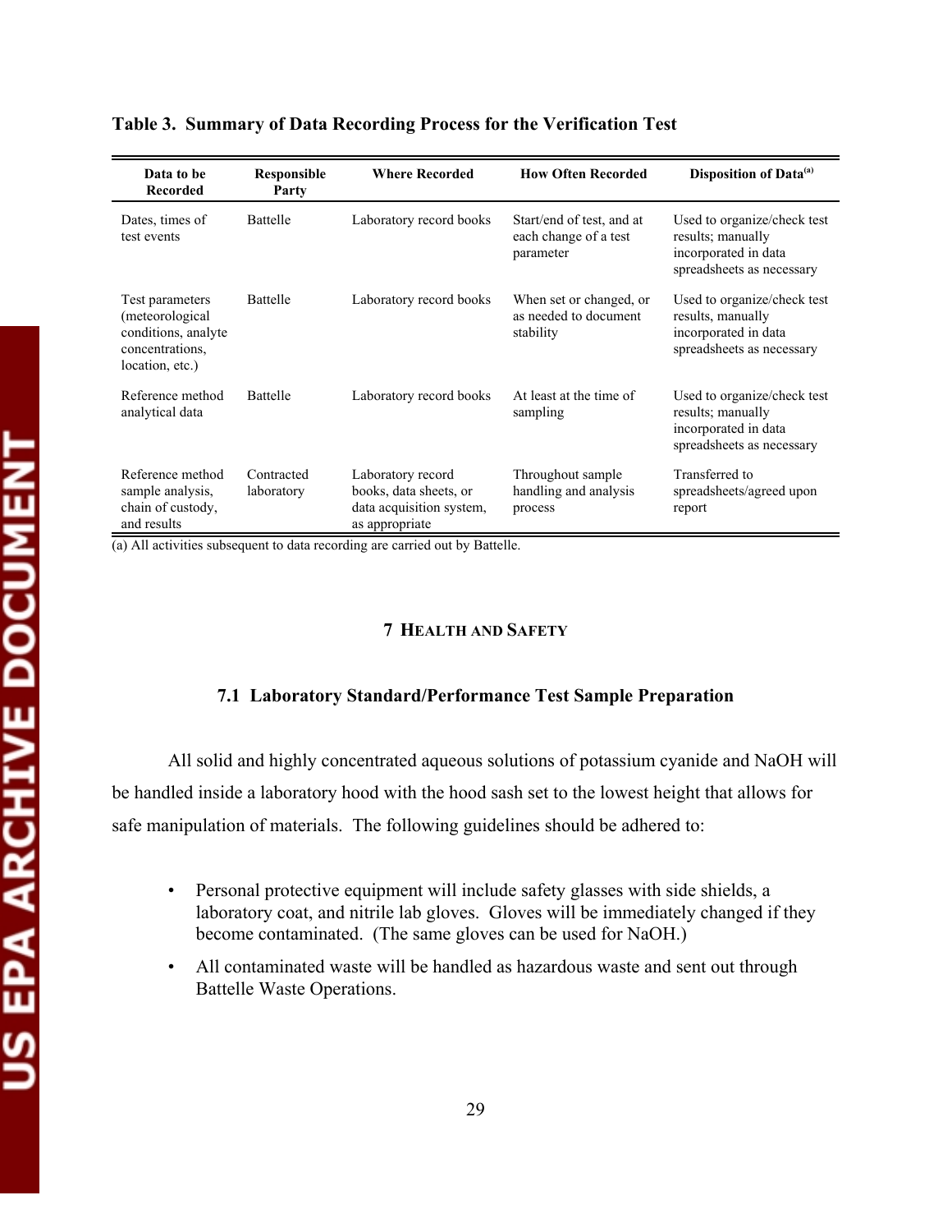**Table 3. Summary of Data Recording Process for the Verification Test**

| Data to be Recorded | Responsible Party | Where Recorded | How Often Recorded | Disposition of Data[(a)] |
|---|---|---|---|---|
| Dates, times of test events | Battelle | Laboratory record books | Start/end of test, and at each change of a test parameter | Used to organize/check test results; manually incorporated in data spreadsheets as necessary |
| Test parameters (meteorological conditions, analyte concentrations, location, etc.) | Battelle | Laboratory record books | When set or changed, or as needed to document stability | Used to organize/check test results, manually incorporated in data spreadsheets as necessary |
| Reference method analytical data | Battelle | Laboratory record books | At least at the time of sampling | Used to organize/check test results; manually incorporated in data spreadsheets as necessary |
| Reference method sample analysis, chain of custody, and results | Contracted laboratory | Laboratory record books, data sheets, or data acquisition system, as appropriate | Throughout sample handling and analysis process | Transferred to spreadsheets/agreed upon report |

(a) All activities subsequent to data recording are carried out by Battelle.

# 7 HEALTH AND SAFETY

## 7.1 Laboratory Standard/Performance Test Sample Preparation

All solid and highly concentrated aqueous solutions of potassium cyanide and NaOH will be handled inside a laboratory hood with the hood sash set to the lowest height that allows for safe manipulation of materials. The following guidelines should be adhered to:

- Personal protective equipment will include safety glasses with side shields, a laboratory coat, and nitrile lab gloves. Gloves will be immediately changed if they become contaminated. (The same gloves can be used for NaOH.)
- All contaminated waste will be handled as hazardous waste and sent out through Battelle Waste Operations.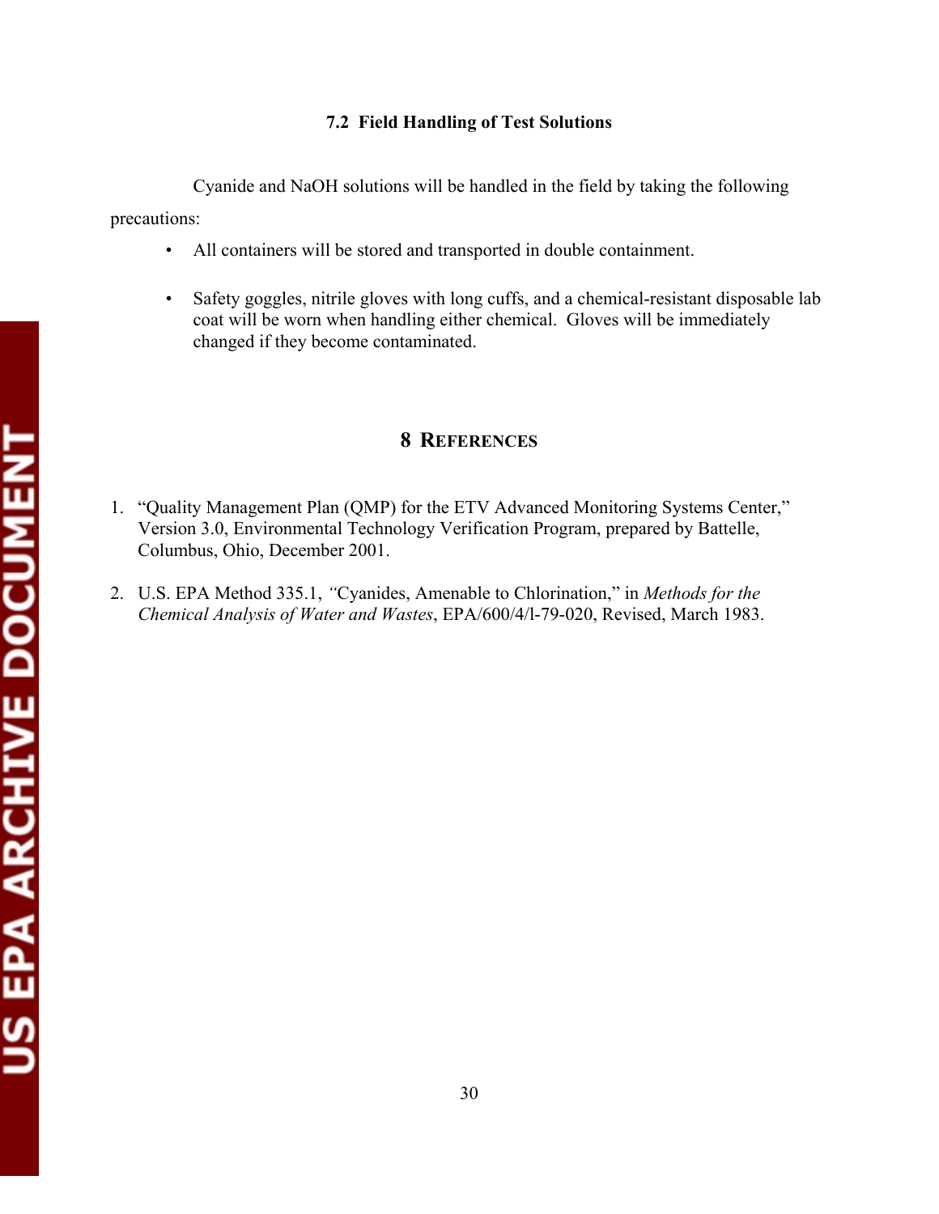### 7.2 Field Handling of Test Solutions

Cyanide and NaOH solutions will be handled in the field by taking the following precautions:

- All containers will be stored and transported in double containment.
- Safety goggles, nitrile gloves with long cuffs, and a chemical-resistant disposable lab coat will be worn when handling either chemical. Gloves will be immediately changed if they become contaminated.

## 8 References

1. "Quality Management Plan (QMP) for the ETV Advanced Monitoring Systems Center," Version 3.0, Environmental Technology Verification Program, prepared by Battelle, Columbus, Ohio, December 2001.
2. U.S. EPA Method 335.1, "Cyanides, Amenable to Chlorination," in *Methods for the Chemical Analysis of Water and Wastes*, EPA/600/4/l-79-020, Revised, March 1983.